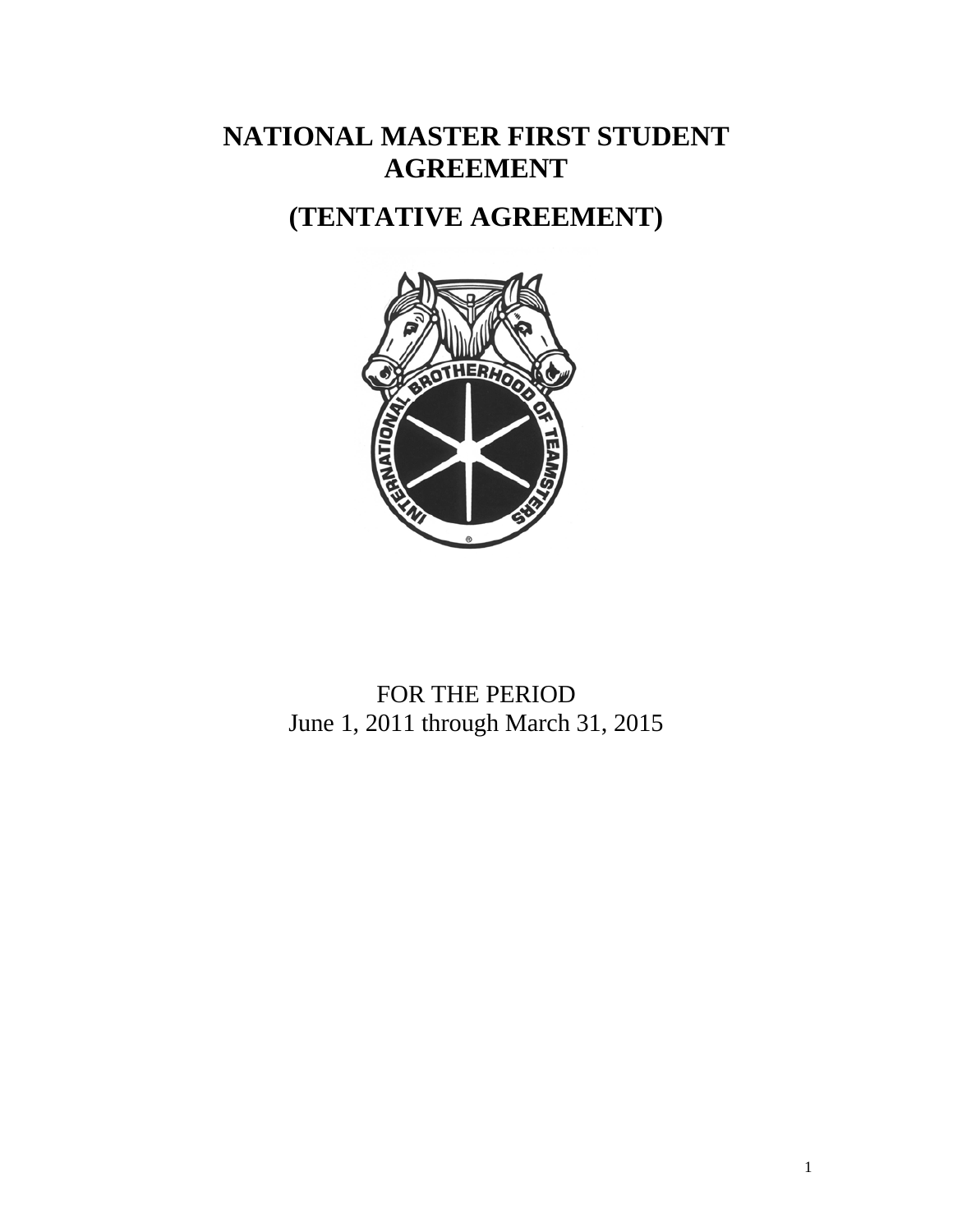# NATIONAL MASTER FIRST STUDENT AGREEMENT

# (TENTATIVE AGREEMENT)

FOR THE PERIOD
June 1, 2011 through March 31, 2015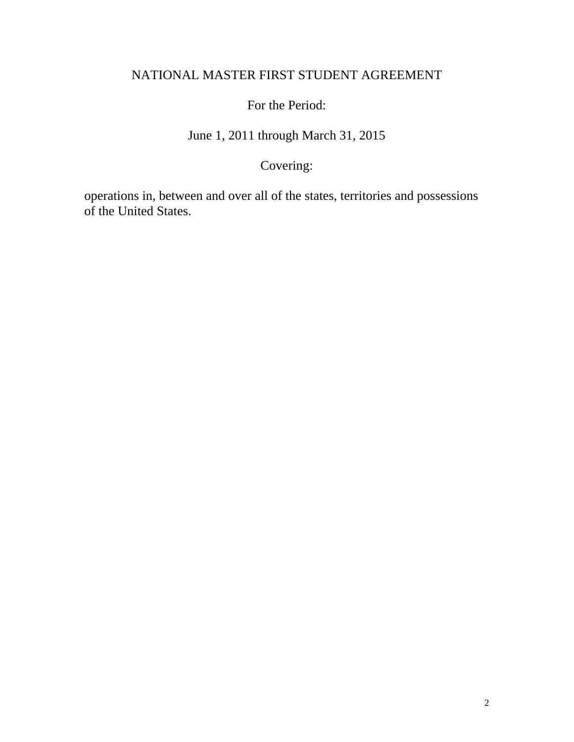# NATIONAL MASTER FIRST STUDENT AGREEMENT

For the Period:

June 1, 2011 through March 31, 2015

Covering:

operations in, between and over all of the states, territories and possessions of the United States.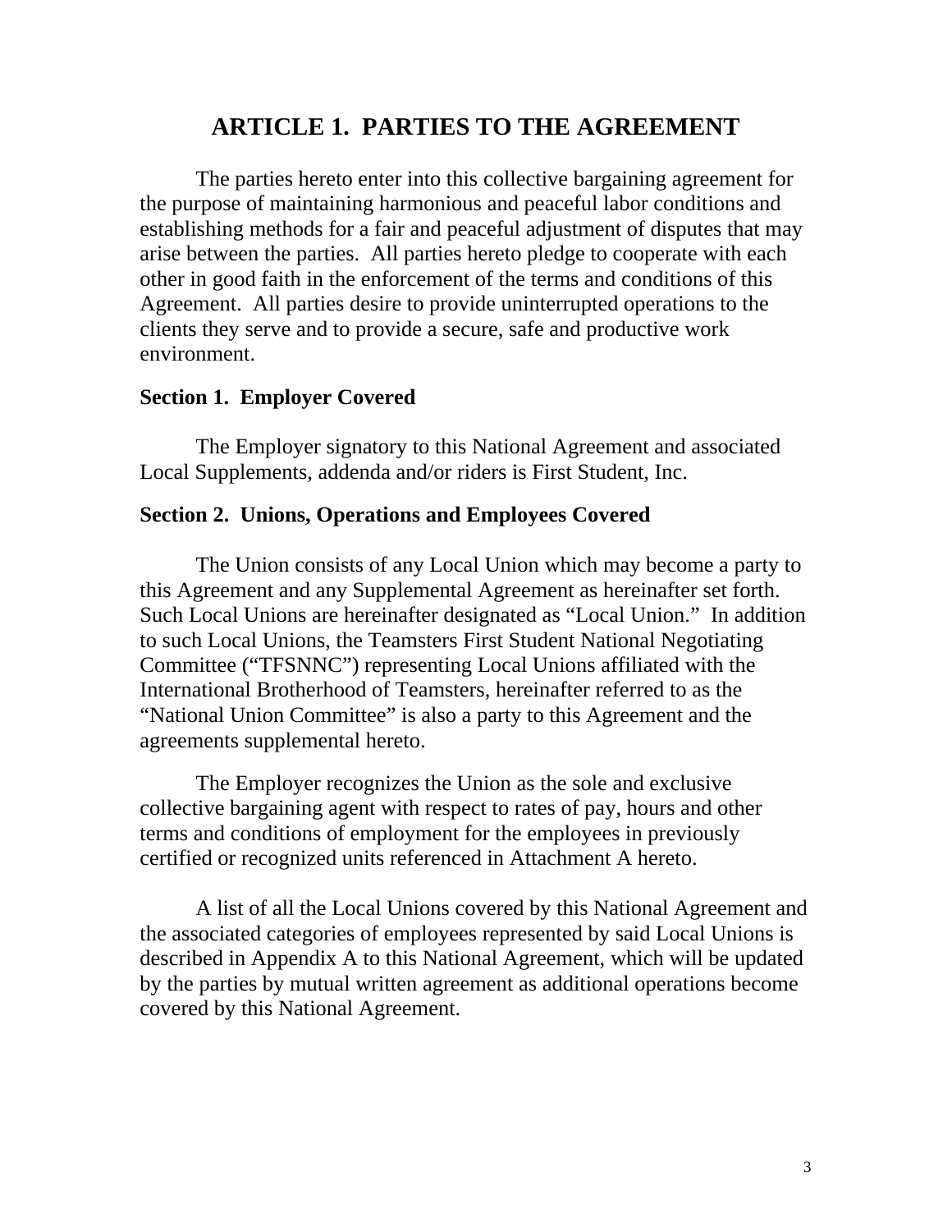# ARTICLE 1. PARTIES TO THE AGREEMENT

The parties hereto enter into this collective bargaining agreement for the purpose of maintaining harmonious and peaceful labor conditions and establishing methods for a fair and peaceful adjustment of disputes that may arise between the parties. All parties hereto pledge to cooperate with each other in good faith in the enforcement of the terms and conditions of this Agreement. All parties desire to provide uninterrupted operations to the clients they serve and to provide a secure, safe and productive work environment.

**Section 1. Employer Covered**

The Employer signatory to this National Agreement and associated Local Supplements, addenda and/or riders is First Student, Inc.

**Section 2. Unions, Operations and Employees Covered**

The Union consists of any Local Union which may become a party to this Agreement and any Supplemental Agreement as hereinafter set forth. Such Local Unions are hereinafter designated as "Local Union." In addition to such Local Unions, the Teamsters First Student National Negotiating Committee ("TFSNNC") representing Local Unions affiliated with the International Brotherhood of Teamsters, hereinafter referred to as the "National Union Committee" is also a party to this Agreement and the agreements supplemental hereto.

The Employer recognizes the Union as the sole and exclusive collective bargaining agent with respect to rates of pay, hours and other terms and conditions of employment for the employees in previously certified or recognized units referenced in Attachment A hereto.

A list of all the Local Unions covered by this National Agreement and the associated categories of employees represented by said Local Unions is described in Appendix A to this National Agreement, which will be updated by the parties by mutual written agreement as additional operations become covered by this National Agreement.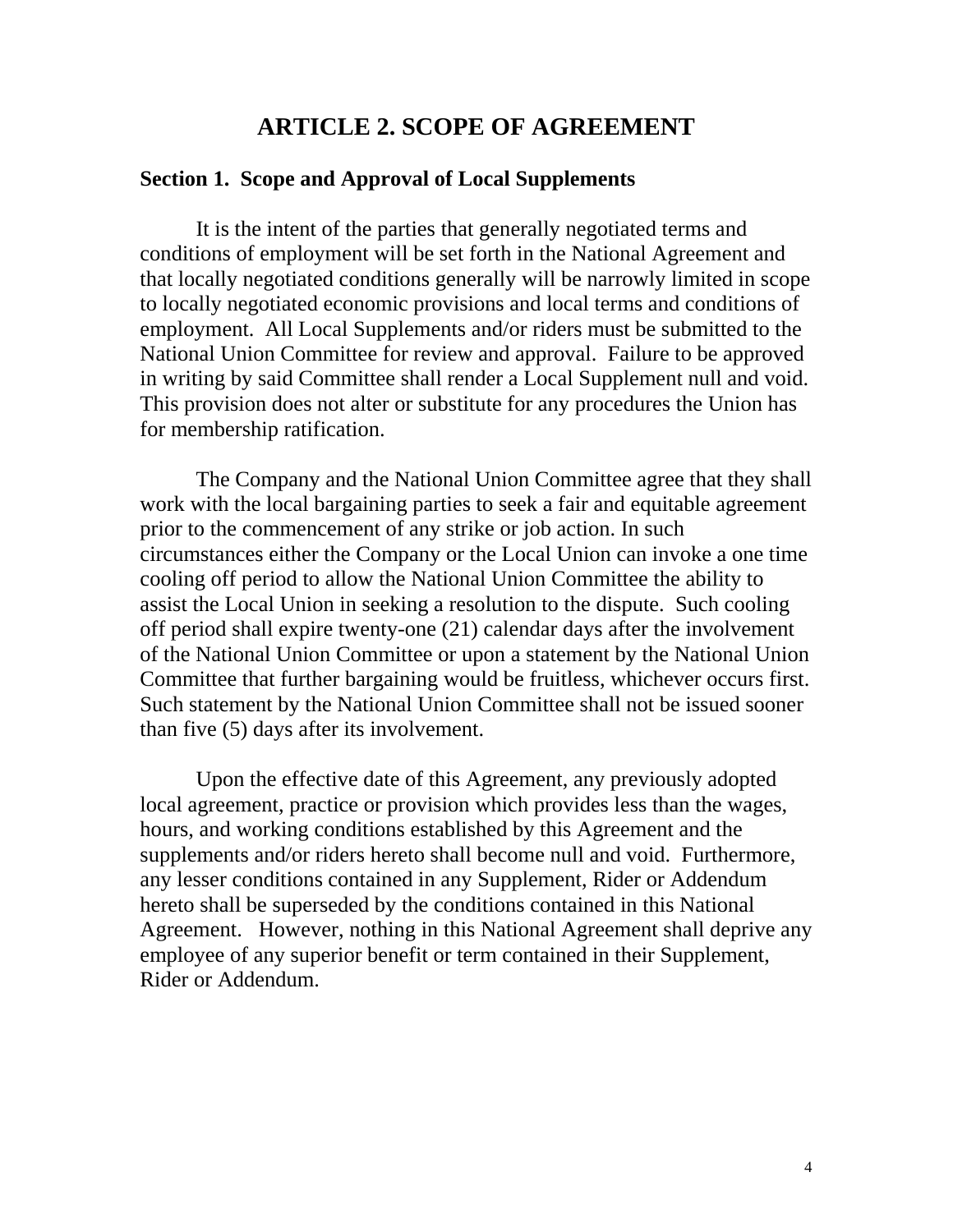# ARTICLE 2. SCOPE OF AGREEMENT

### Section 1. Scope and Approval of Local Supplements

It is the intent of the parties that generally negotiated terms and conditions of employment will be set forth in the National Agreement and that locally negotiated conditions generally will be narrowly limited in scope to locally negotiated economic provisions and local terms and conditions of employment. All Local Supplements and/or riders must be submitted to the National Union Committee for review and approval. Failure to be approved in writing by said Committee shall render a Local Supplement null and void. This provision does not alter or substitute for any procedures the Union has for membership ratification.

The Company and the National Union Committee agree that they shall work with the local bargaining parties to seek a fair and equitable agreement prior to the commencement of any strike or job action. In such circumstances either the Company or the Local Union can invoke a one time cooling off period to allow the National Union Committee the ability to assist the Local Union in seeking a resolution to the dispute. Such cooling off period shall expire twenty-one (21) calendar days after the involvement of the National Union Committee or upon a statement by the National Union Committee that further bargaining would be fruitless, whichever occurs first. Such statement by the National Union Committee shall not be issued sooner than five (5) days after its involvement.

Upon the effective date of this Agreement, any previously adopted local agreement, practice or provision which provides less than the wages, hours, and working conditions established by this Agreement and the supplements and/or riders hereto shall become null and void. Furthermore, any lesser conditions contained in any Supplement, Rider or Addendum hereto shall be superseded by the conditions contained in this National Agreement. However, nothing in this National Agreement shall deprive any employee of any superior benefit or term contained in their Supplement, Rider or Addendum.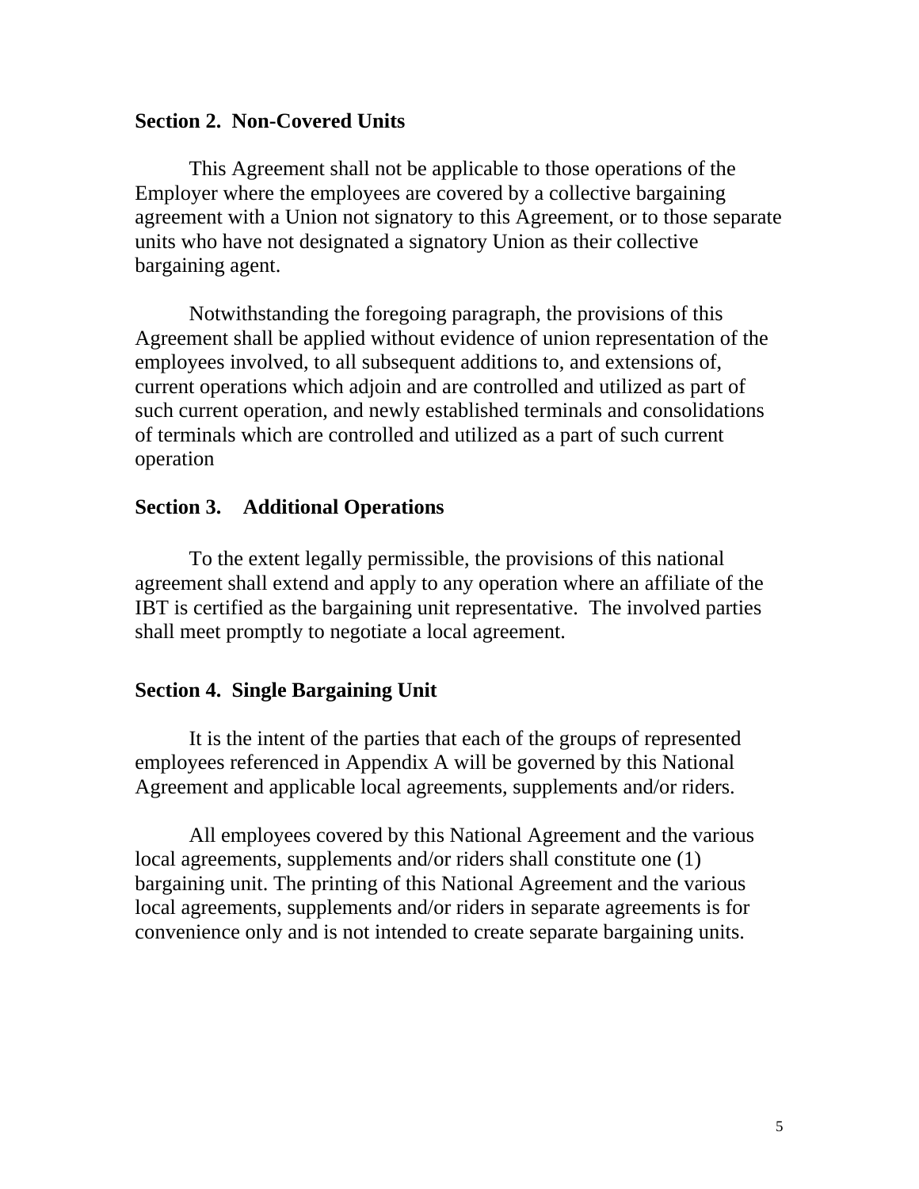**Section 2. Non-Covered Units**

This Agreement shall not be applicable to those operations of the Employer where the employees are covered by a collective bargaining agreement with a Union not signatory to this Agreement, or to those separate units who have not designated a signatory Union as their collective bargaining agent.

Notwithstanding the foregoing paragraph, the provisions of this Agreement shall be applied without evidence of union representation of the employees involved, to all subsequent additions to, and extensions of, current operations which adjoin and are controlled and utilized as part of such current operation, and newly established terminals and consolidations of terminals which are controlled and utilized as a part of such current operation

**Section 3. Additional Operations**

To the extent legally permissible, the provisions of this national agreement shall extend and apply to any operation where an affiliate of the IBT is certified as the bargaining unit representative. The involved parties shall meet promptly to negotiate a local agreement.

**Section 4. Single Bargaining Unit**

It is the intent of the parties that each of the groups of represented employees referenced in Appendix A will be governed by this National Agreement and applicable local agreements, supplements and/or riders.

All employees covered by this National Agreement and the various local agreements, supplements and/or riders shall constitute one (1) bargaining unit. The printing of this National Agreement and the various local agreements, supplements and/or riders in separate agreements is for convenience only and is not intended to create separate bargaining units.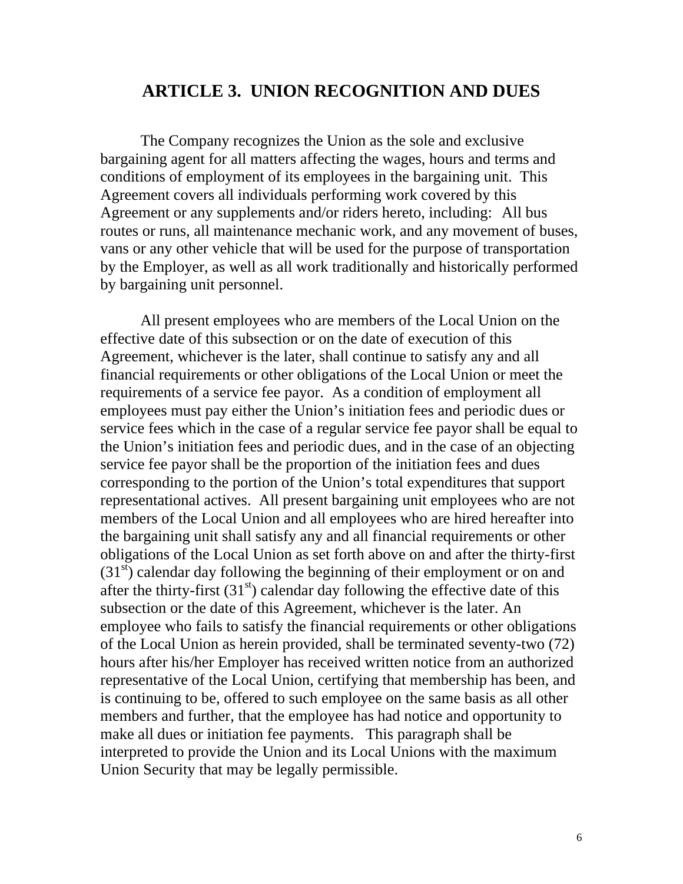# ARTICLE 3. UNION RECOGNITION AND DUES

The Company recognizes the Union as the sole and exclusive bargaining agent for all matters affecting the wages, hours and terms and conditions of employment of its employees in the bargaining unit. This Agreement covers all individuals performing work covered by this Agreement or any supplements and/or riders hereto, including: All bus routes or runs, all maintenance mechanic work, and any movement of buses, vans or any other vehicle that will be used for the purpose of transportation by the Employer, as well as all work traditionally and historically performed by bargaining unit personnel.

All present employees who are members of the Local Union on the effective date of this subsection or on the date of execution of this Agreement, whichever is the later, shall continue to satisfy any and all financial requirements or other obligations of the Local Union or meet the requirements of a service fee payor. As a condition of employment all employees must pay either the Union's initiation fees and periodic dues or service fees which in the case of a regular service fee payor shall be equal to the Union's initiation fees and periodic dues, and in the case of an objecting service fee payor shall be the proportion of the initiation fees and dues corresponding to the portion of the Union's total expenditures that support representational actives. All present bargaining unit employees who are not members of the Local Union and all employees who are hired hereafter into the bargaining unit shall satisfy any and all financial requirements or other obligations of the Local Union as set forth above on and after the thirty-first (31st) calendar day following the beginning of their employment or on and after the thirty-first (31st) calendar day following the effective date of this subsection or the date of this Agreement, whichever is the later. An employee who fails to satisfy the financial requirements or other obligations of the Local Union as herein provided, shall be terminated seventy-two (72) hours after his/her Employer has received written notice from an authorized representative of the Local Union, certifying that membership has been, and is continuing to be, offered to such employee on the same basis as all other members and further, that the employee has had notice and opportunity to make all dues or initiation fee payments. This paragraph shall be interpreted to provide the Union and its Local Unions with the maximum Union Security that may be legally permissible.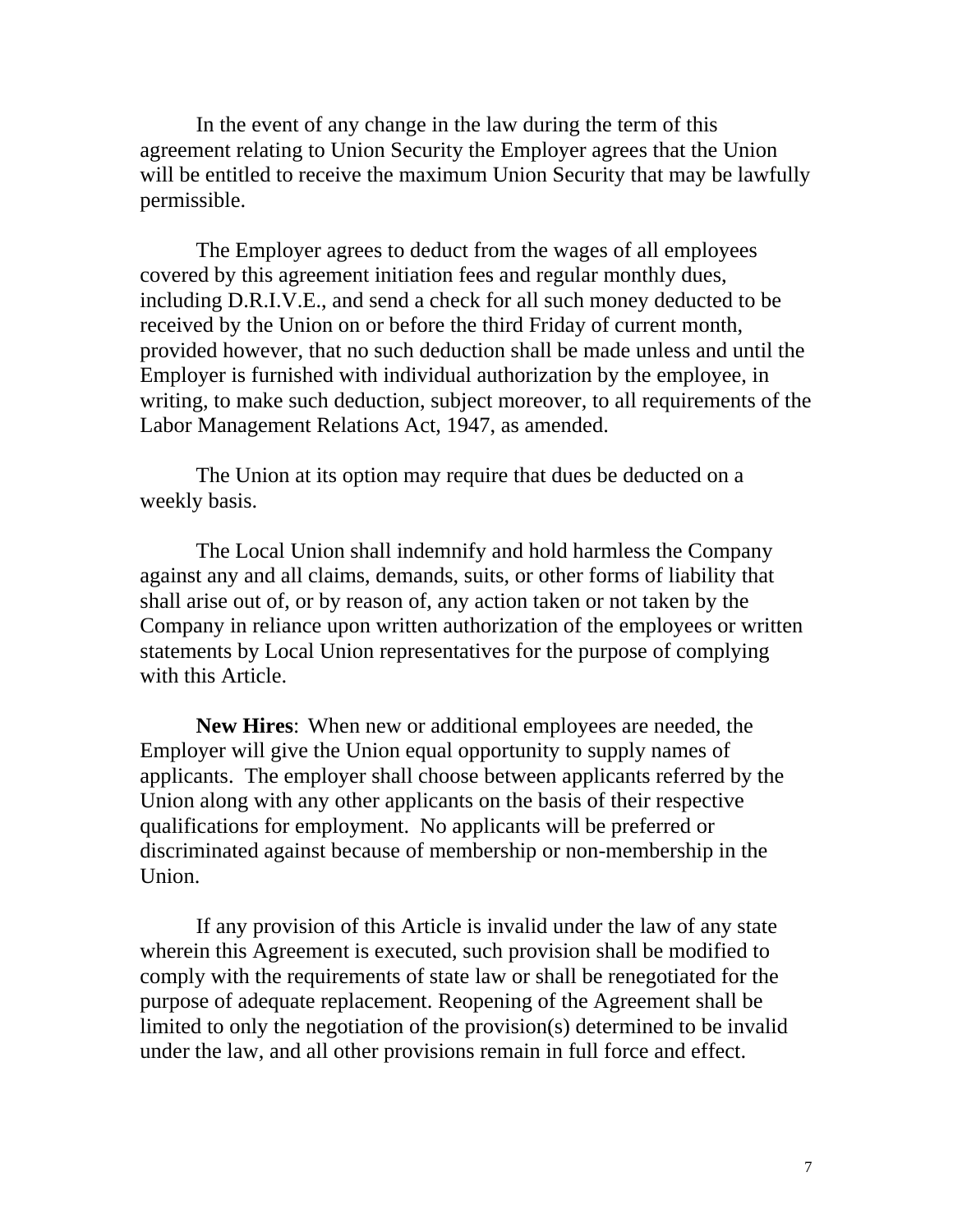In the event of any change in the law during the term of this agreement relating to Union Security the Employer agrees that the Union will be entitled to receive the maximum Union Security that may be lawfully permissible.

The Employer agrees to deduct from the wages of all employees covered by this agreement initiation fees and regular monthly dues, including D.R.I.V.E., and send a check for all such money deducted to be received by the Union on or before the third Friday of current month, provided however, that no such deduction shall be made unless and until the Employer is furnished with individual authorization by the employee, in writing, to make such deduction, subject moreover, to all requirements of the Labor Management Relations Act, 1947, as amended.

The Union at its option may require that dues be deducted on a weekly basis.

The Local Union shall indemnify and hold harmless the Company against any and all claims, demands, suits, or other forms of liability that shall arise out of, or by reason of, any action taken or not taken by the Company in reliance upon written authorization of the employees or written statements by Local Union representatives for the purpose of complying with this Article.

**New Hires**: When new or additional employees are needed, the Employer will give the Union equal opportunity to supply names of applicants. The employer shall choose between applicants referred by the Union along with any other applicants on the basis of their respective qualifications for employment. No applicants will be preferred or discriminated against because of membership or non-membership in the Union.

If any provision of this Article is invalid under the law of any state wherein this Agreement is executed, such provision shall be modified to comply with the requirements of state law or shall be renegotiated for the purpose of adequate replacement. Reopening of the Agreement shall be limited to only the negotiation of the provision(s) determined to be invalid under the law, and all other provisions remain in full force and effect.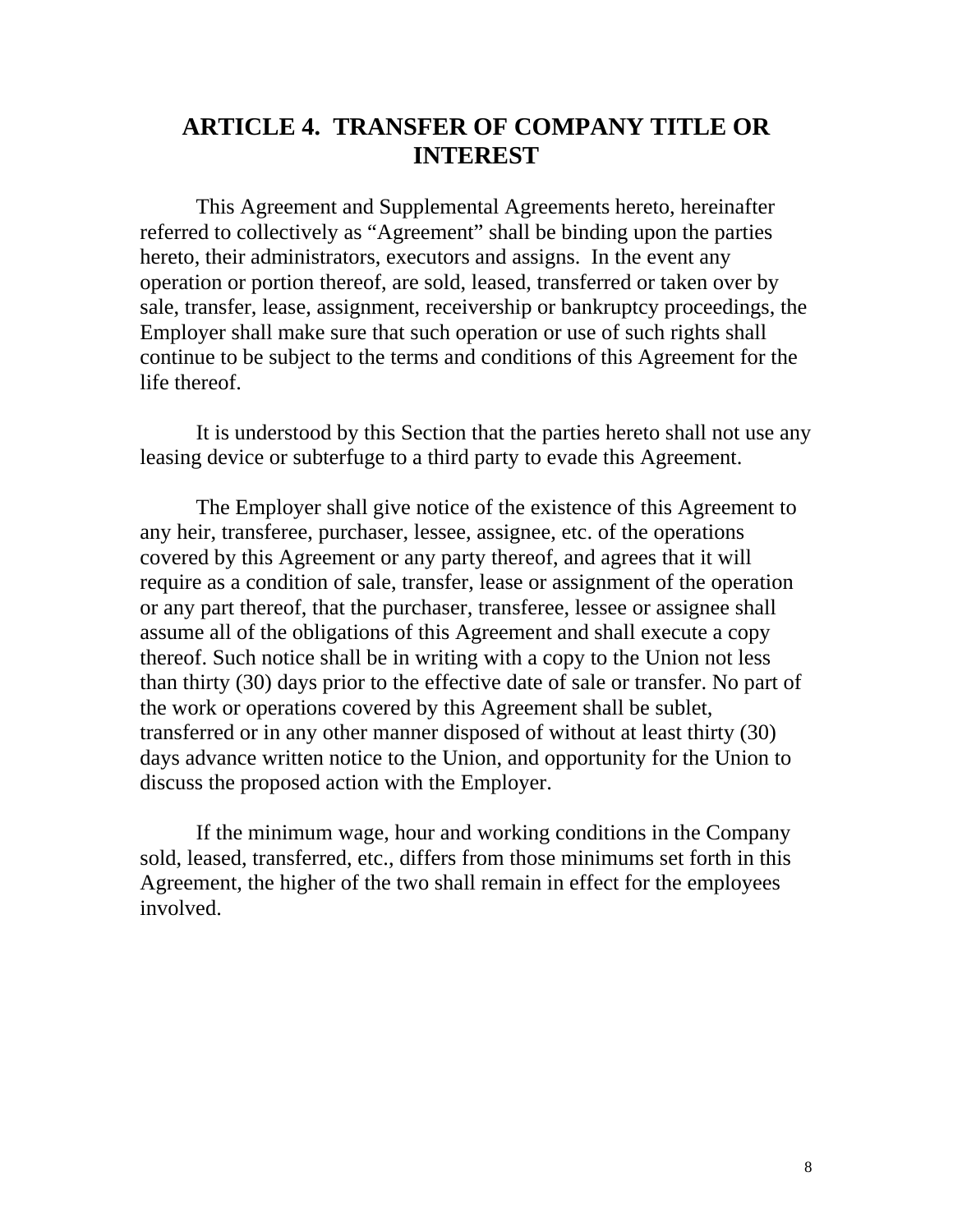# ARTICLE 4. TRANSFER OF COMPANY TITLE OR INTEREST

This Agreement and Supplemental Agreements hereto, hereinafter referred to collectively as "Agreement" shall be binding upon the parties hereto, their administrators, executors and assigns. In the event any operation or portion thereof, are sold, leased, transferred or taken over by sale, transfer, lease, assignment, receivership or bankruptcy proceedings, the Employer shall make sure that such operation or use of such rights shall continue to be subject to the terms and conditions of this Agreement for the life thereof.

It is understood by this Section that the parties hereto shall not use any leasing device or subterfuge to a third party to evade this Agreement.

The Employer shall give notice of the existence of this Agreement to any heir, transferee, purchaser, lessee, assignee, etc. of the operations covered by this Agreement or any party thereof, and agrees that it will require as a condition of sale, transfer, lease or assignment of the operation or any part thereof, that the purchaser, transferee, lessee or assignee shall assume all of the obligations of this Agreement and shall execute a copy thereof. Such notice shall be in writing with a copy to the Union not less than thirty (30) days prior to the effective date of sale or transfer. No part of the work or operations covered by this Agreement shall be sublet, transferred or in any other manner disposed of without at least thirty (30) days advance written notice to the Union, and opportunity for the Union to discuss the proposed action with the Employer.

If the minimum wage, hour and working conditions in the Company sold, leased, transferred, etc., differs from those minimums set forth in this Agreement, the higher of the two shall remain in effect for the employees involved.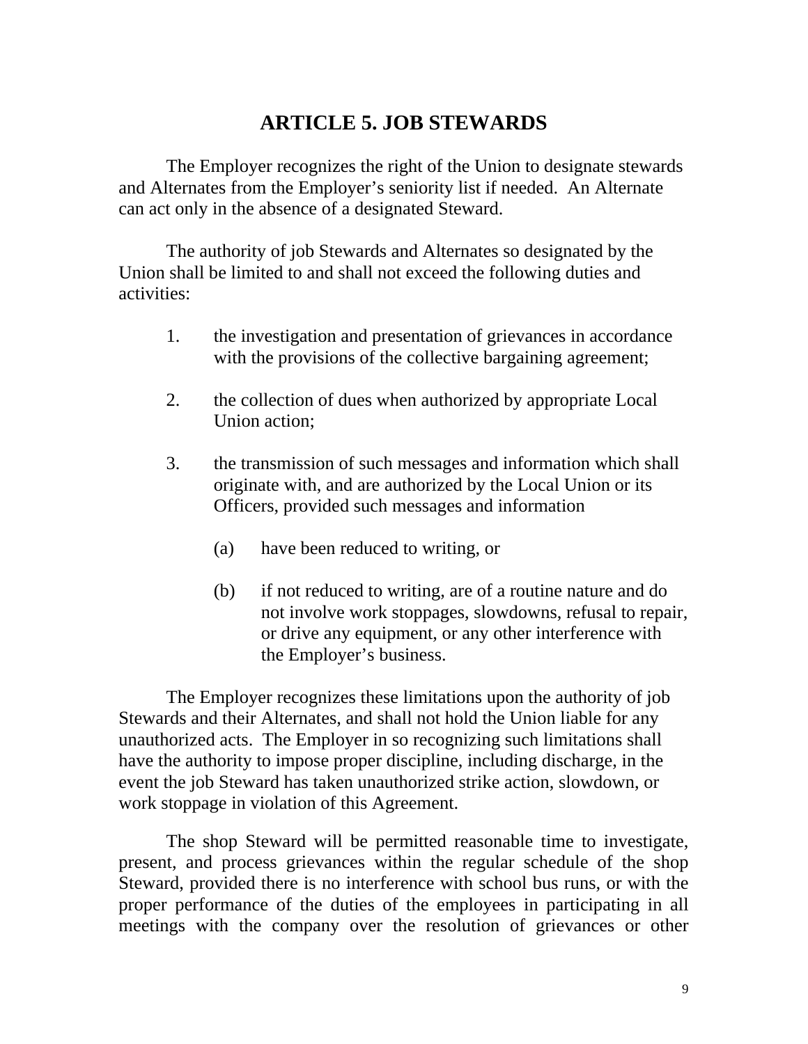# ARTICLE 5. JOB STEWARDS

The Employer recognizes the right of the Union to designate stewards and Alternates from the Employer's seniority list if needed. An Alternate can act only in the absence of a designated Steward.

The authority of job Stewards and Alternates so designated by the Union shall be limited to and shall not exceed the following duties and activities:

1. the investigation and presentation of grievances in accordance with the provisions of the collective bargaining agreement;

2. the collection of dues when authorized by appropriate Local Union action;

3. the transmission of such messages and information which shall originate with, and are authorized by the Local Union or its Officers, provided such messages and information

   (a) have been reduced to writing, or

   (b) if not reduced to writing, are of a routine nature and do not involve work stoppages, slowdowns, refusal to repair, or drive any equipment, or any other interference with the Employer's business.

The Employer recognizes these limitations upon the authority of job Stewards and their Alternates, and shall not hold the Union liable for any unauthorized acts. The Employer in so recognizing such limitations shall have the authority to impose proper discipline, including discharge, in the event the job Steward has taken unauthorized strike action, slowdown, or work stoppage in violation of this Agreement.

The shop Steward will be permitted reasonable time to investigate, present, and process grievances within the regular schedule of the shop Steward, provided there is no interference with school bus runs, or with the proper performance of the duties of the employees in participating in all meetings with the company over the resolution of grievances or other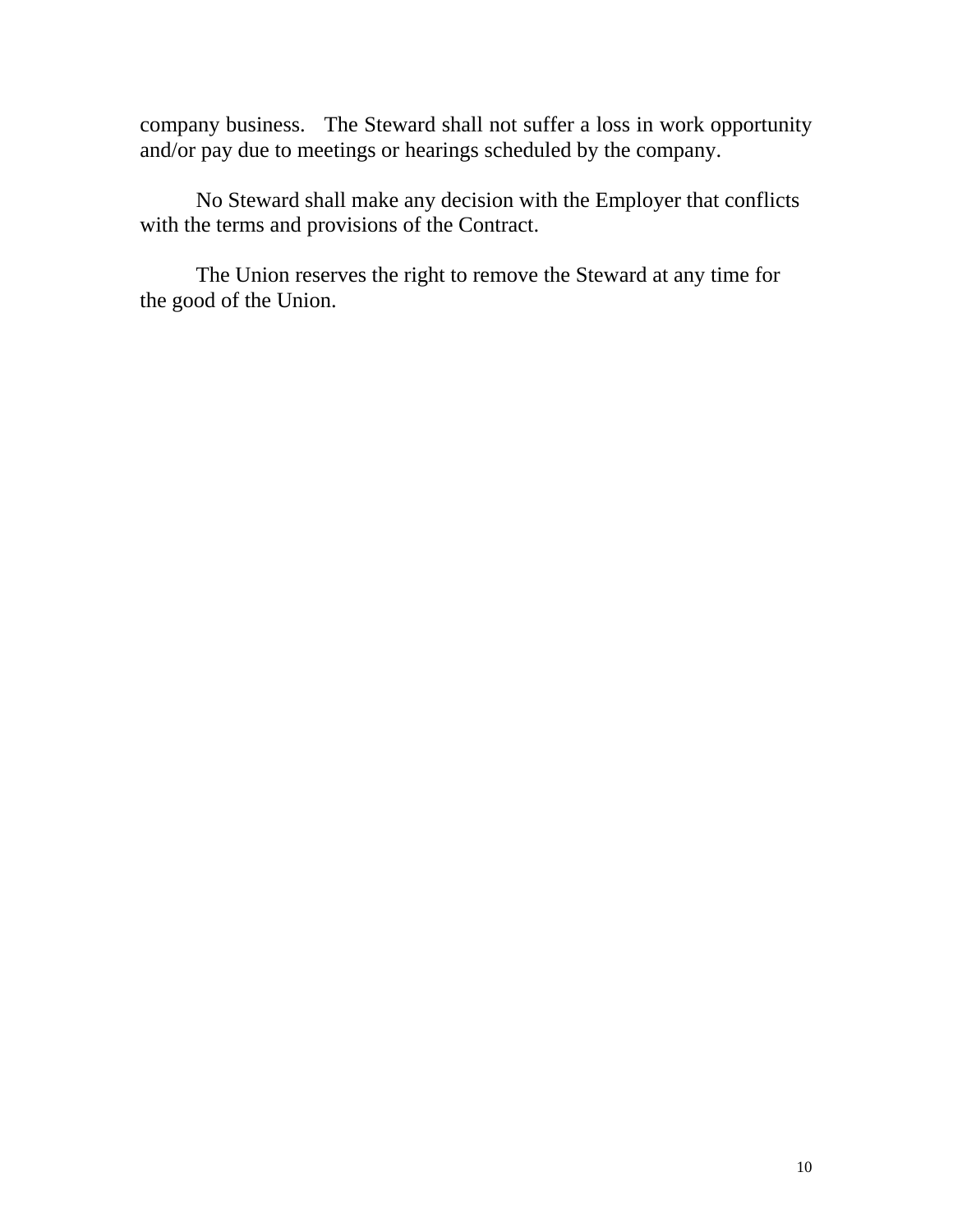company business. The Steward shall not suffer a loss in work opportunity and/or pay due to meetings or hearings scheduled by the company.

No Steward shall make any decision with the Employer that conflicts with the terms and provisions of the Contract.

The Union reserves the right to remove the Steward at any time for the good of the Union.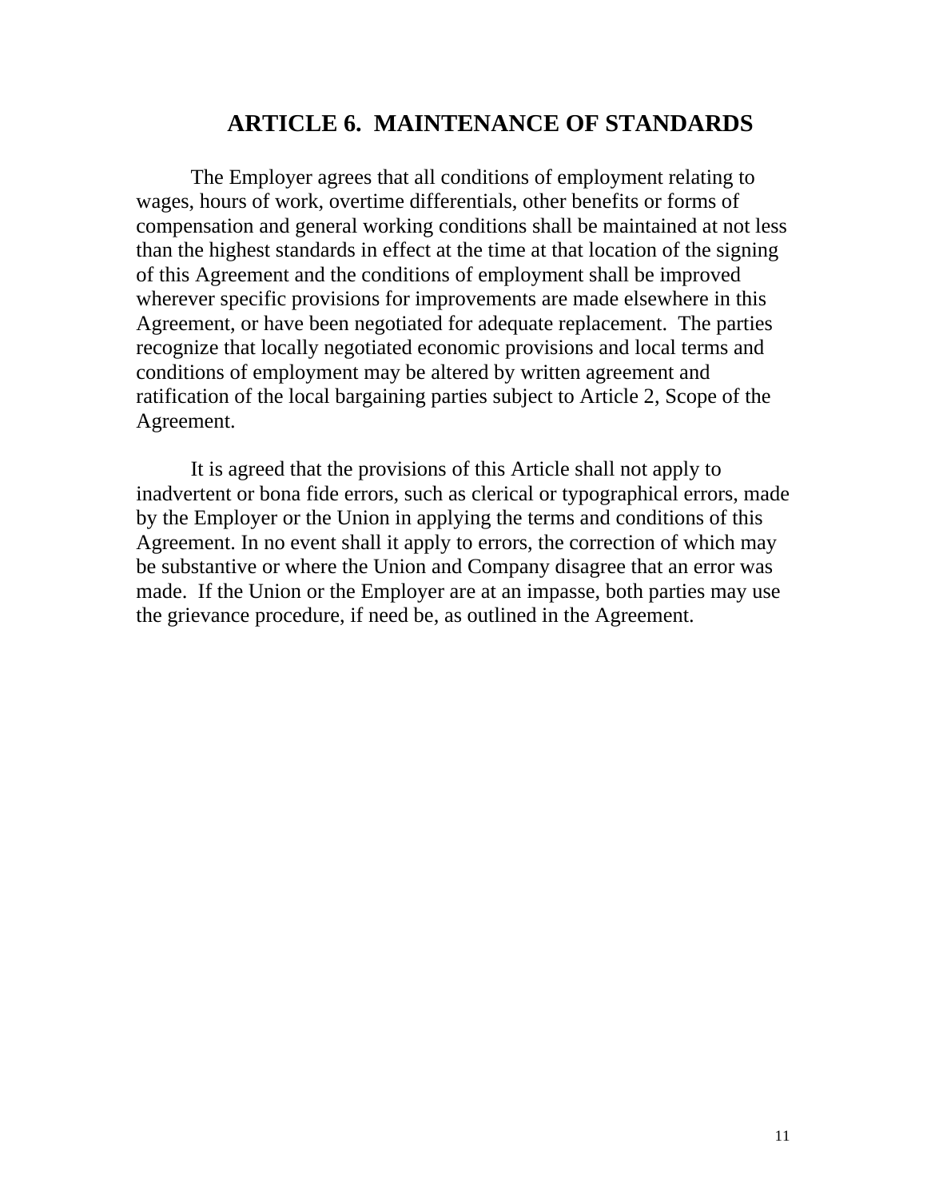# ARTICLE 6. MAINTENANCE OF STANDARDS

The Employer agrees that all conditions of employment relating to wages, hours of work, overtime differentials, other benefits or forms of compensation and general working conditions shall be maintained at not less than the highest standards in effect at the time at that location of the signing of this Agreement and the conditions of employment shall be improved wherever specific provisions for improvements are made elsewhere in this Agreement, or have been negotiated for adequate replacement. The parties recognize that locally negotiated economic provisions and local terms and conditions of employment may be altered by written agreement and ratification of the local bargaining parties subject to Article 2, Scope of the Agreement.

It is agreed that the provisions of this Article shall not apply to inadvertent or bona fide errors, such as clerical or typographical errors, made by the Employer or the Union in applying the terms and conditions of this Agreement. In no event shall it apply to errors, the correction of which may be substantive or where the Union and Company disagree that an error was made. If the Union or the Employer are at an impasse, both parties may use the grievance procedure, if need be, as outlined in the Agreement.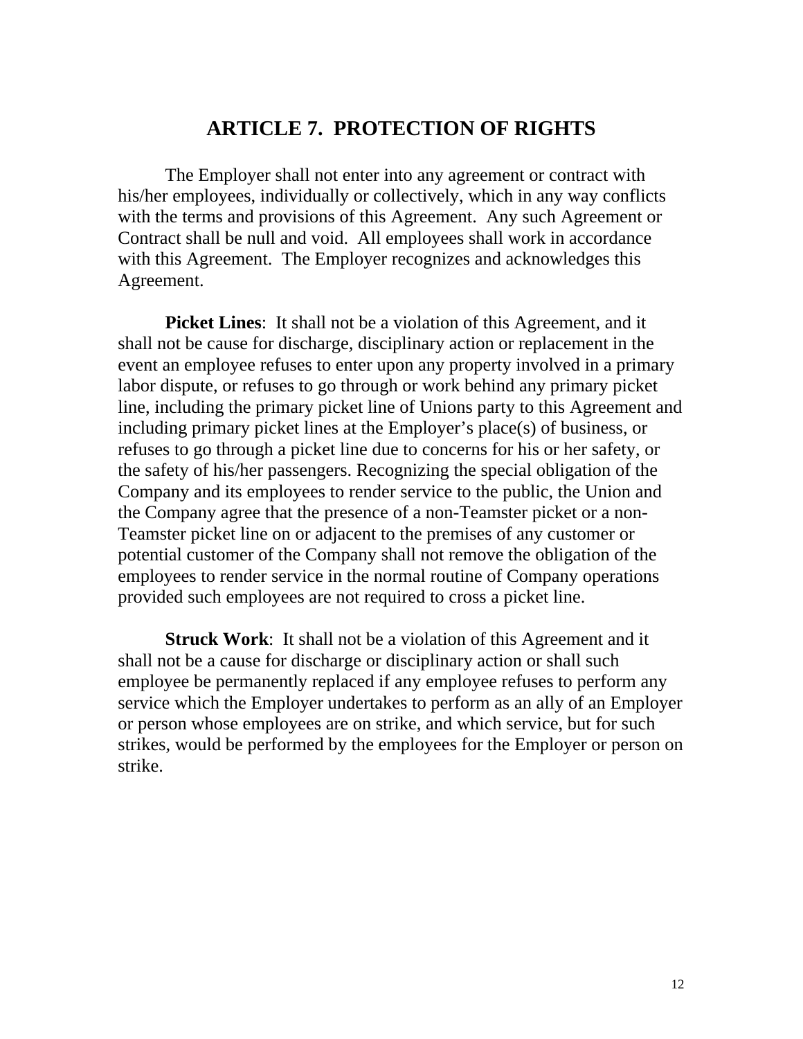# ARTICLE 7. PROTECTION OF RIGHTS

The Employer shall not enter into any agreement or contract with his/her employees, individually or collectively, which in any way conflicts with the terms and provisions of this Agreement. Any such Agreement or Contract shall be null and void. All employees shall work in accordance with this Agreement. The Employer recognizes and acknowledges this Agreement.

**Picket Lines**: It shall not be a violation of this Agreement, and it shall not be cause for discharge, disciplinary action or replacement in the event an employee refuses to enter upon any property involved in a primary labor dispute, or refuses to go through or work behind any primary picket line, including the primary picket line of Unions party to this Agreement and including primary picket lines at the Employer's place(s) of business, or refuses to go through a picket line due to concerns for his or her safety, or the safety of his/her passengers. Recognizing the special obligation of the Company and its employees to render service to the public, the Union and the Company agree that the presence of a non-Teamster picket or a non-Teamster picket line on or adjacent to the premises of any customer or potential customer of the Company shall not remove the obligation of the employees to render service in the normal routine of Company operations provided such employees are not required to cross a picket line.

**Struck Work**: It shall not be a violation of this Agreement and it shall not be a cause for discharge or disciplinary action or shall such employee be permanently replaced if any employee refuses to perform any service which the Employer undertakes to perform as an ally of an Employer or person whose employees are on strike, and which service, but for such strikes, would be performed by the employees for the Employer or person on strike.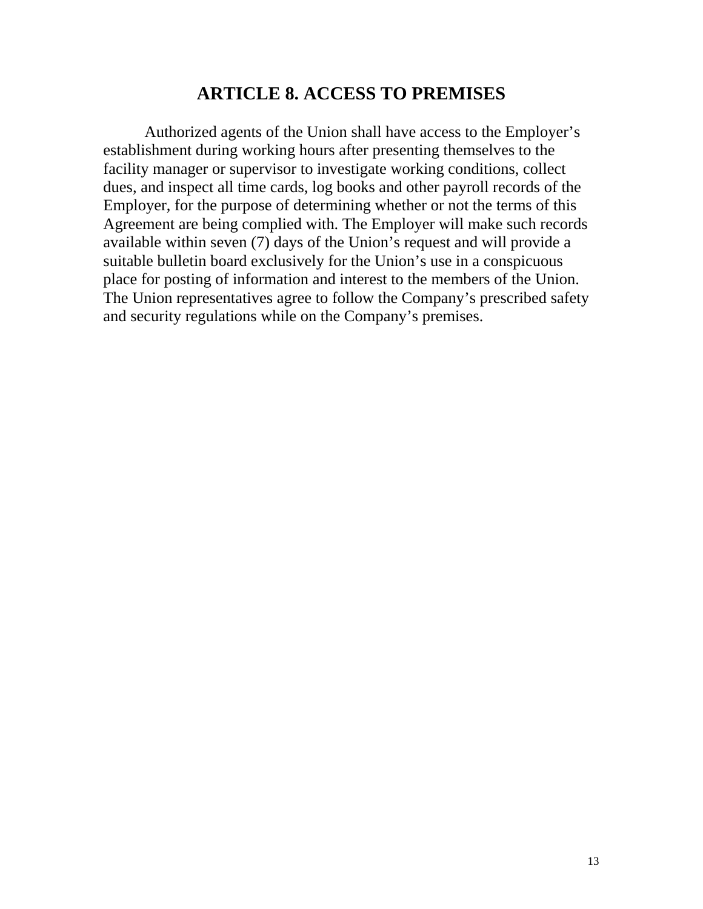# ARTICLE 8. ACCESS TO PREMISES

Authorized agents of the Union shall have access to the Employer's establishment during working hours after presenting themselves to the facility manager or supervisor to investigate working conditions, collect dues, and inspect all time cards, log books and other payroll records of the Employer, for the purpose of determining whether or not the terms of this Agreement are being complied with. The Employer will make such records available within seven (7) days of the Union's request and will provide a suitable bulletin board exclusively for the Union's use in a conspicuous place for posting of information and interest to the members of the Union. The Union representatives agree to follow the Company's prescribed safety and security regulations while on the Company's premises.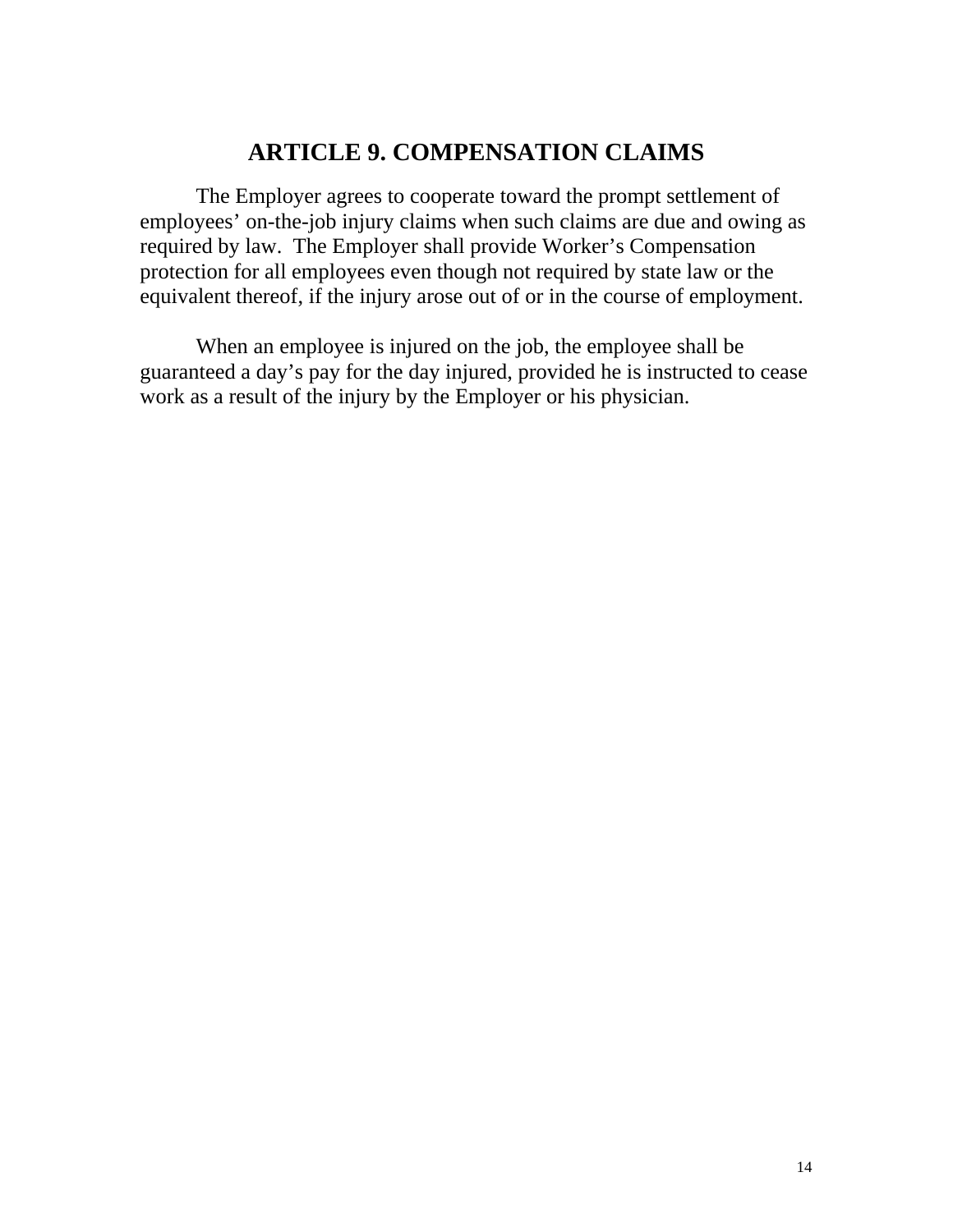# ARTICLE 9. COMPENSATION CLAIMS

The Employer agrees to cooperate toward the prompt settlement of employees' on-the-job injury claims when such claims are due and owing as required by law. The Employer shall provide Worker's Compensation protection for all employees even though not required by state law or the equivalent thereof, if the injury arose out of or in the course of employment.

When an employee is injured on the job, the employee shall be guaranteed a day's pay for the day injured, provided he is instructed to cease work as a result of the injury by the Employer or his physician.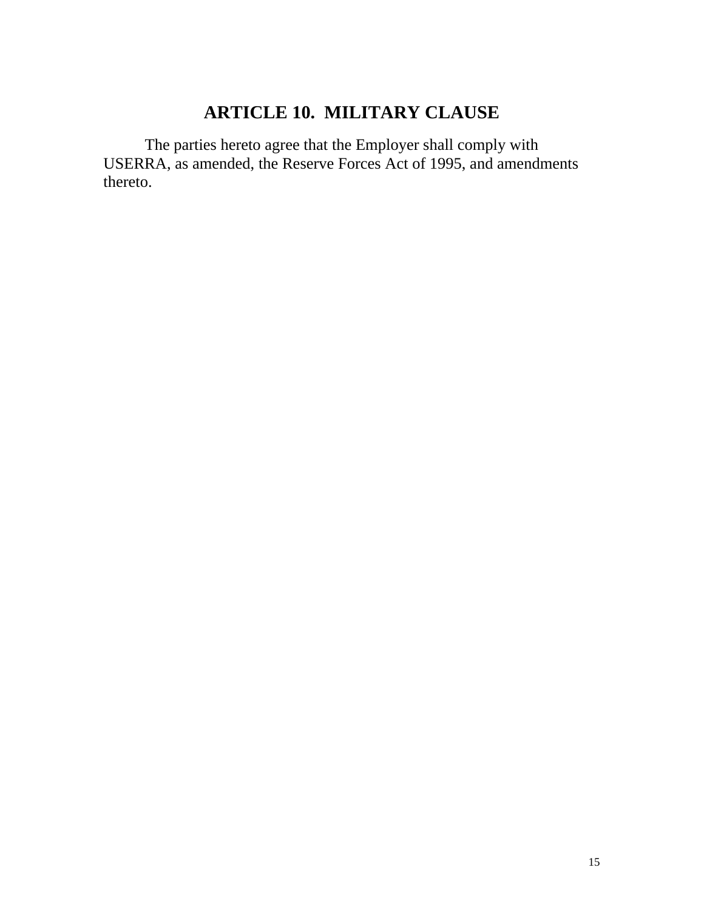# ARTICLE 10. MILITARY CLAUSE

The parties hereto agree that the Employer shall comply with USERRA, as amended, the Reserve Forces Act of 1995, and amendments thereto.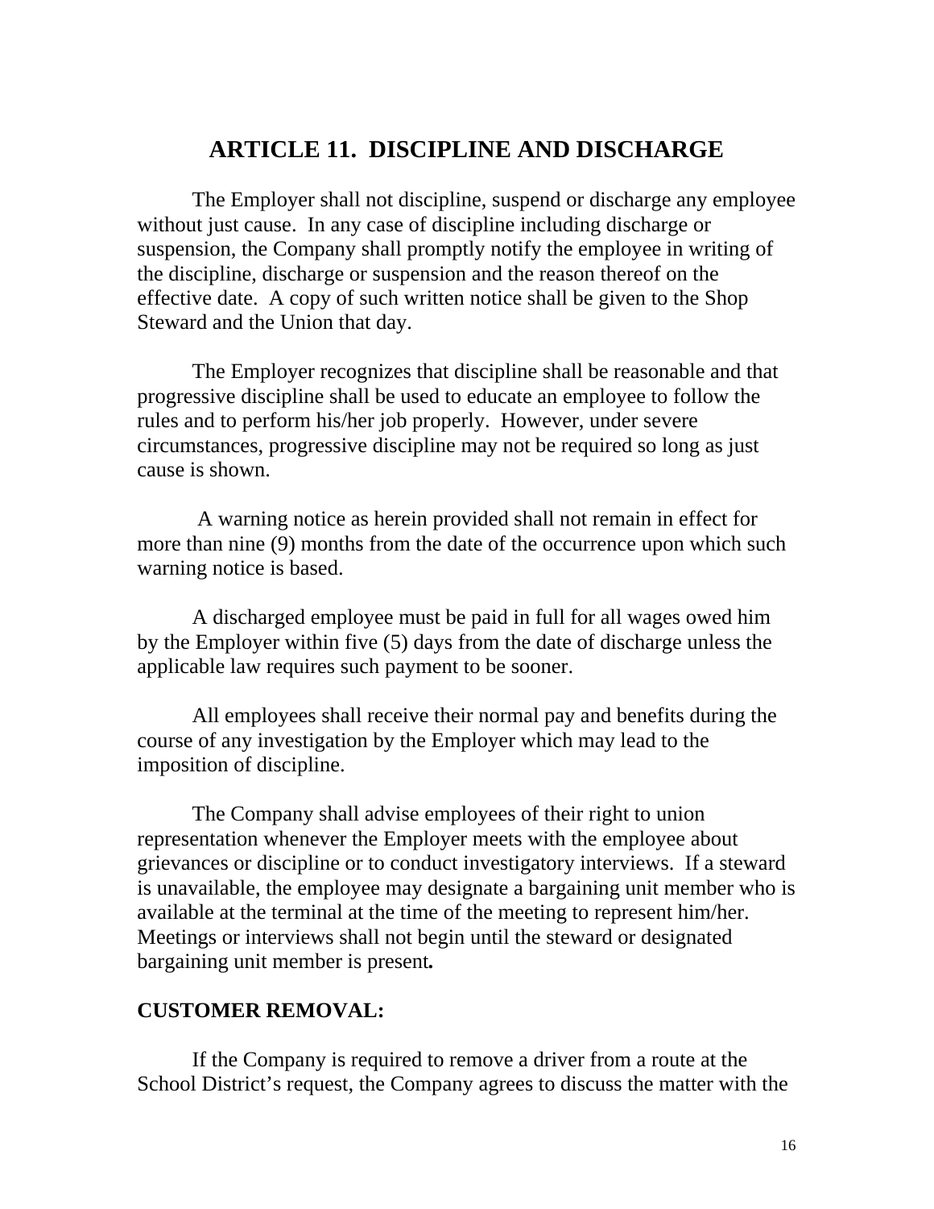## ARTICLE 11. DISCIPLINE AND DISCHARGE

The Employer shall not discipline, suspend or discharge any employee without just cause. In any case of discipline including discharge or suspension, the Company shall promptly notify the employee in writing of the discipline, discharge or suspension and the reason thereof on the effective date. A copy of such written notice shall be given to the Shop Steward and the Union that day.

The Employer recognizes that discipline shall be reasonable and that progressive discipline shall be used to educate an employee to follow the rules and to perform his/her job properly. However, under severe circumstances, progressive discipline may not be required so long as just cause is shown.

A warning notice as herein provided shall not remain in effect for more than nine (9) months from the date of the occurrence upon which such warning notice is based.

A discharged employee must be paid in full for all wages owed him by the Employer within five (5) days from the date of discharge unless the applicable law requires such payment to be sooner.

All employees shall receive their normal pay and benefits during the course of any investigation by the Employer which may lead to the imposition of discipline.

The Company shall advise employees of their right to union representation whenever the Employer meets with the employee about grievances or discipline or to conduct investigatory interviews. If a steward is unavailable, the employee may designate a bargaining unit member who is available at the terminal at the time of the meeting to represent him/her. Meetings or interviews shall not begin until the steward or designated bargaining unit member is present**.**

**CUSTOMER REMOVAL:**

If the Company is required to remove a driver from a route at the School District's request, the Company agrees to discuss the matter with the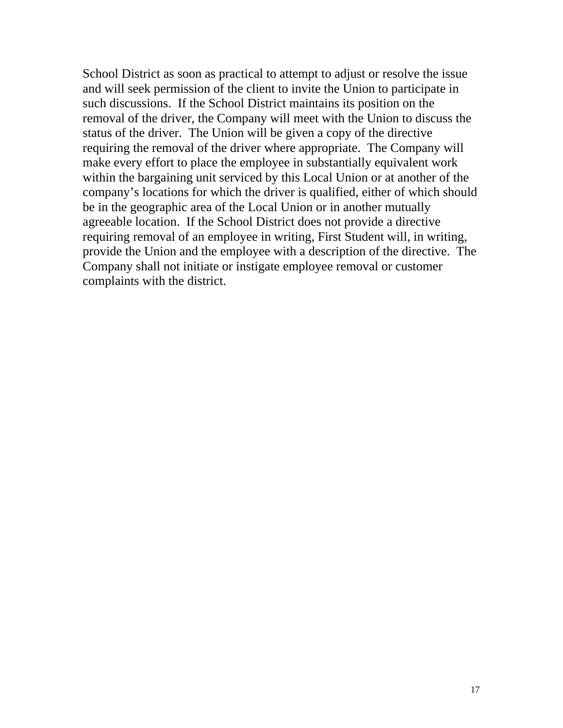School District as soon as practical to attempt to adjust or resolve the issue and will seek permission of the client to invite the Union to participate in such discussions. If the School District maintains its position on the removal of the driver, the Company will meet with the Union to discuss the status of the driver. The Union will be given a copy of the directive requiring the removal of the driver where appropriate. The Company will make every effort to place the employee in substantially equivalent work within the bargaining unit serviced by this Local Union or at another of the company's locations for which the driver is qualified, either of which should be in the geographic area of the Local Union or in another mutually agreeable location. If the School District does not provide a directive requiring removal of an employee in writing, First Student will, in writing, provide the Union and the employee with a description of the directive. The Company shall not initiate or instigate employee removal or customer complaints with the district.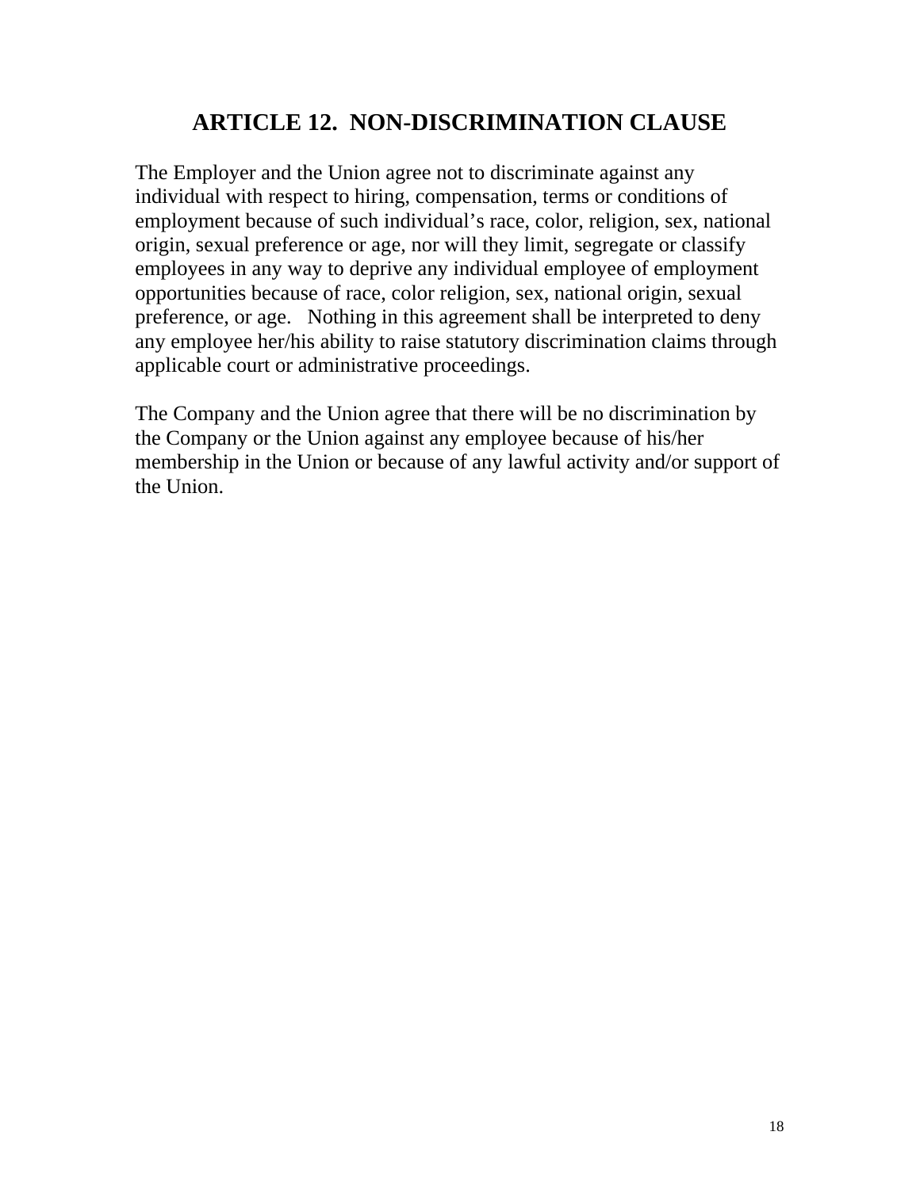## ARTICLE 12. NON-DISCRIMINATION CLAUSE

The Employer and the Union agree not to discriminate against any individual with respect to hiring, compensation, terms or conditions of employment because of such individual's race, color, religion, sex, national origin, sexual preference or age, nor will they limit, segregate or classify employees in any way to deprive any individual employee of employment opportunities because of race, color religion, sex, national origin, sexual preference, or age. Nothing in this agreement shall be interpreted to deny any employee her/his ability to raise statutory discrimination claims through applicable court or administrative proceedings.

The Company and the Union agree that there will be no discrimination by the Company or the Union against any employee because of his/her membership in the Union or because of any lawful activity and/or support of the Union.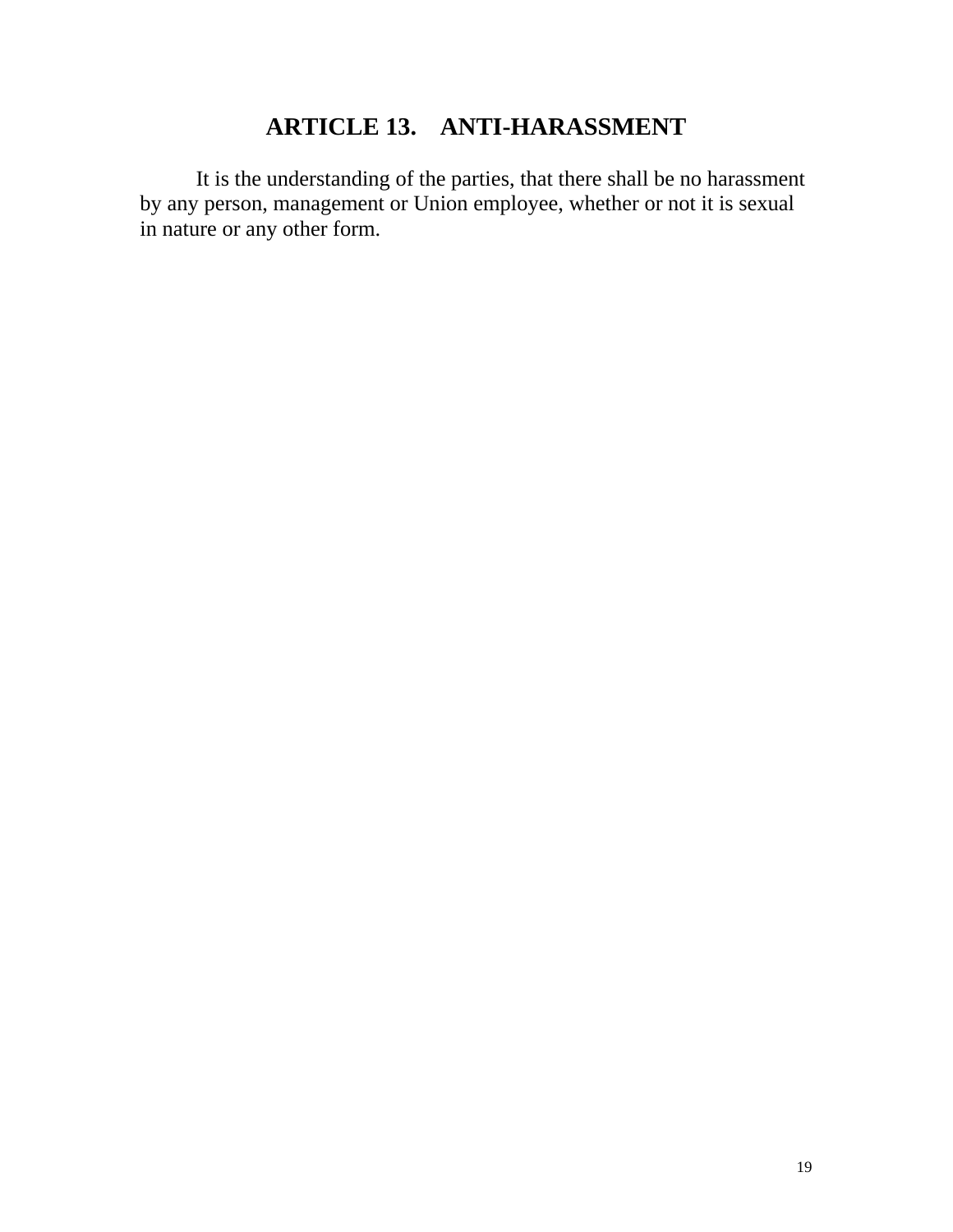# ARTICLE 13. ANTI-HARASSMENT

It is the understanding of the parties, that there shall be no harassment by any person, management or Union employee, whether or not it is sexual in nature or any other form.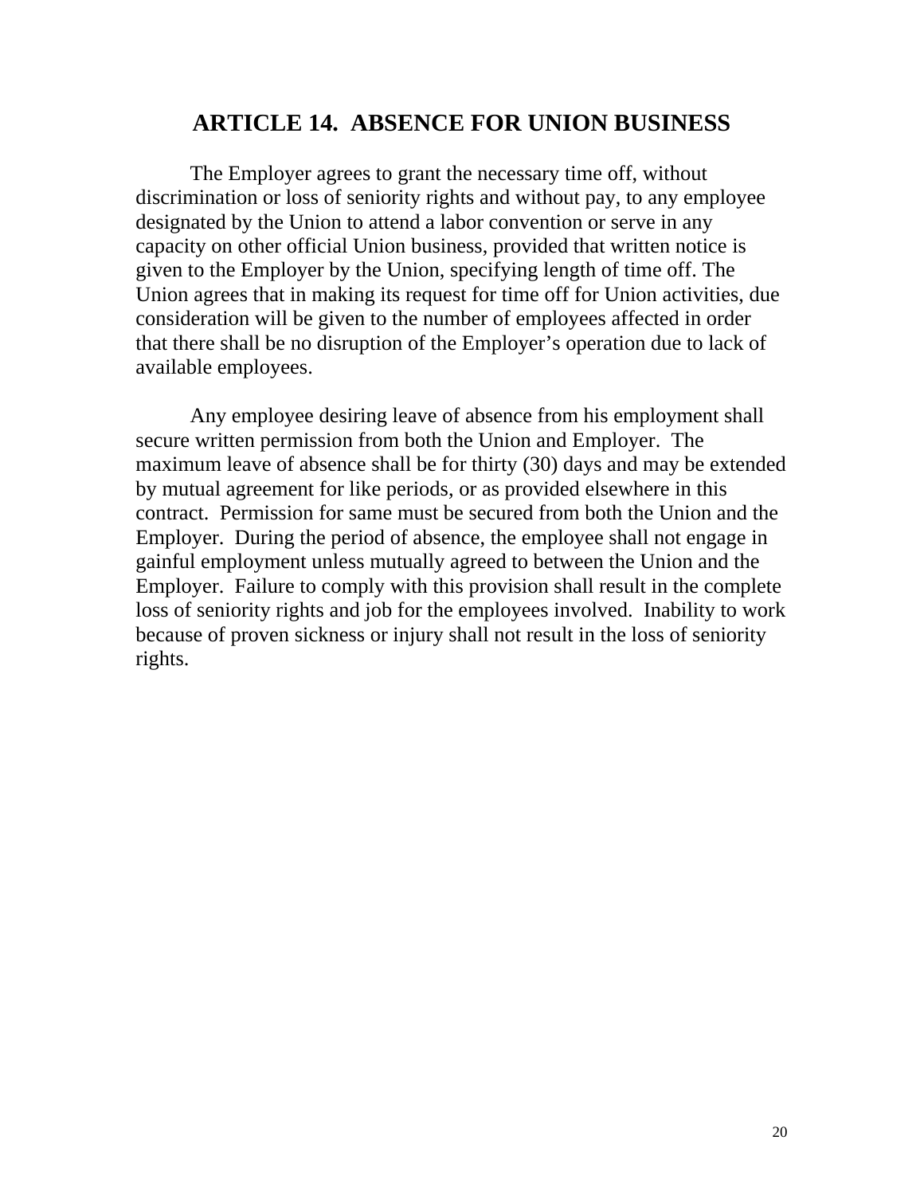## ARTICLE 14. ABSENCE FOR UNION BUSINESS

The Employer agrees to grant the necessary time off, without discrimination or loss of seniority rights and without pay, to any employee designated by the Union to attend a labor convention or serve in any capacity on other official Union business, provided that written notice is given to the Employer by the Union, specifying length of time off. The Union agrees that in making its request for time off for Union activities, due consideration will be given to the number of employees affected in order that there shall be no disruption of the Employer's operation due to lack of available employees.

Any employee desiring leave of absence from his employment shall secure written permission from both the Union and Employer. The maximum leave of absence shall be for thirty (30) days and may be extended by mutual agreement for like periods, or as provided elsewhere in this contract. Permission for same must be secured from both the Union and the Employer. During the period of absence, the employee shall not engage in gainful employment unless mutually agreed to between the Union and the Employer. Failure to comply with this provision shall result in the complete loss of seniority rights and job for the employees involved. Inability to work because of proven sickness or injury shall not result in the loss of seniority rights.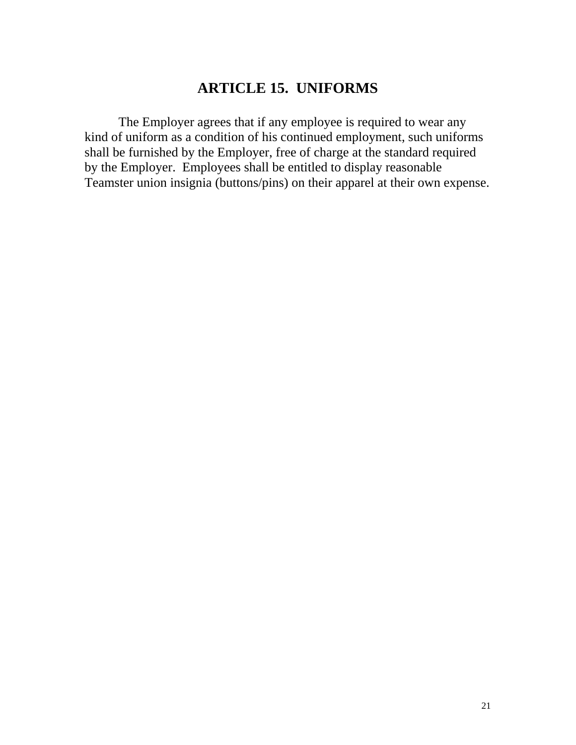## ARTICLE 15. UNIFORMS

The Employer agrees that if any employee is required to wear any kind of uniform as a condition of his continued employment, such uniforms shall be furnished by the Employer, free of charge at the standard required by the Employer. Employees shall be entitled to display reasonable Teamster union insignia (buttons/pins) on their apparel at their own expense.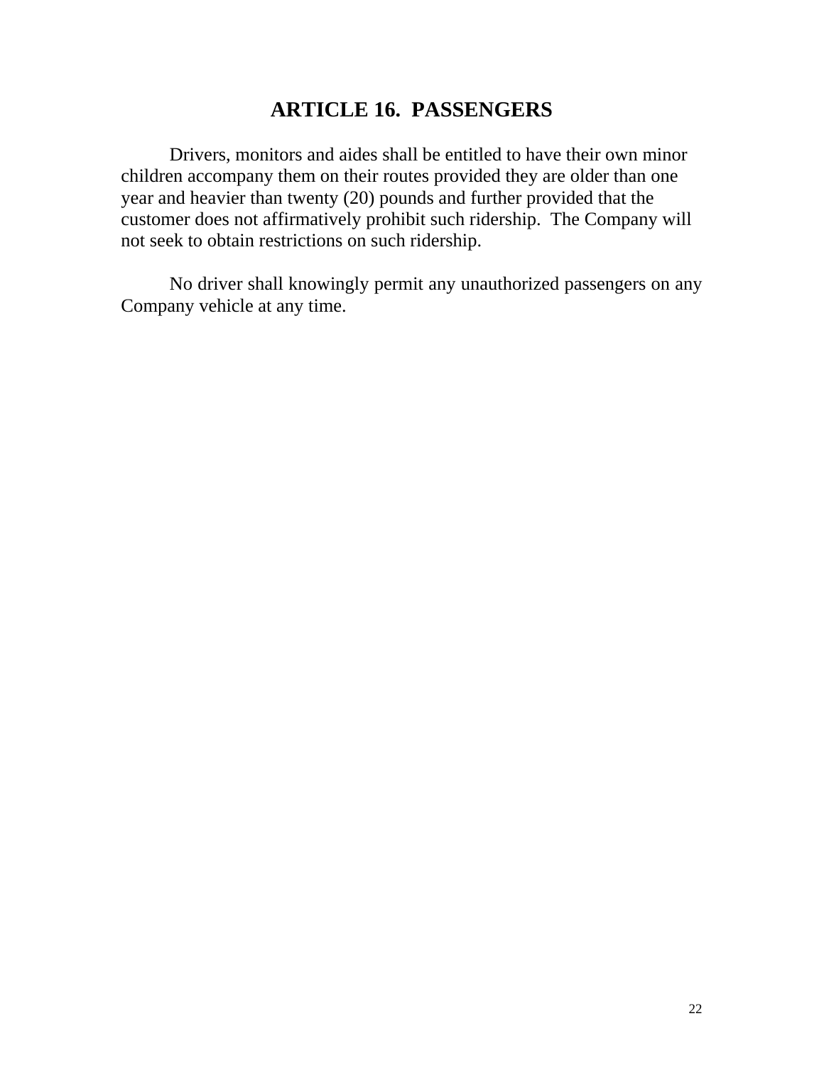# ARTICLE 16. PASSENGERS

Drivers, monitors and aides shall be entitled to have their own minor children accompany them on their routes provided they are older than one year and heavier than twenty (20) pounds and further provided that the customer does not affirmatively prohibit such ridership. The Company will not seek to obtain restrictions on such ridership.

No driver shall knowingly permit any unauthorized passengers on any Company vehicle at any time.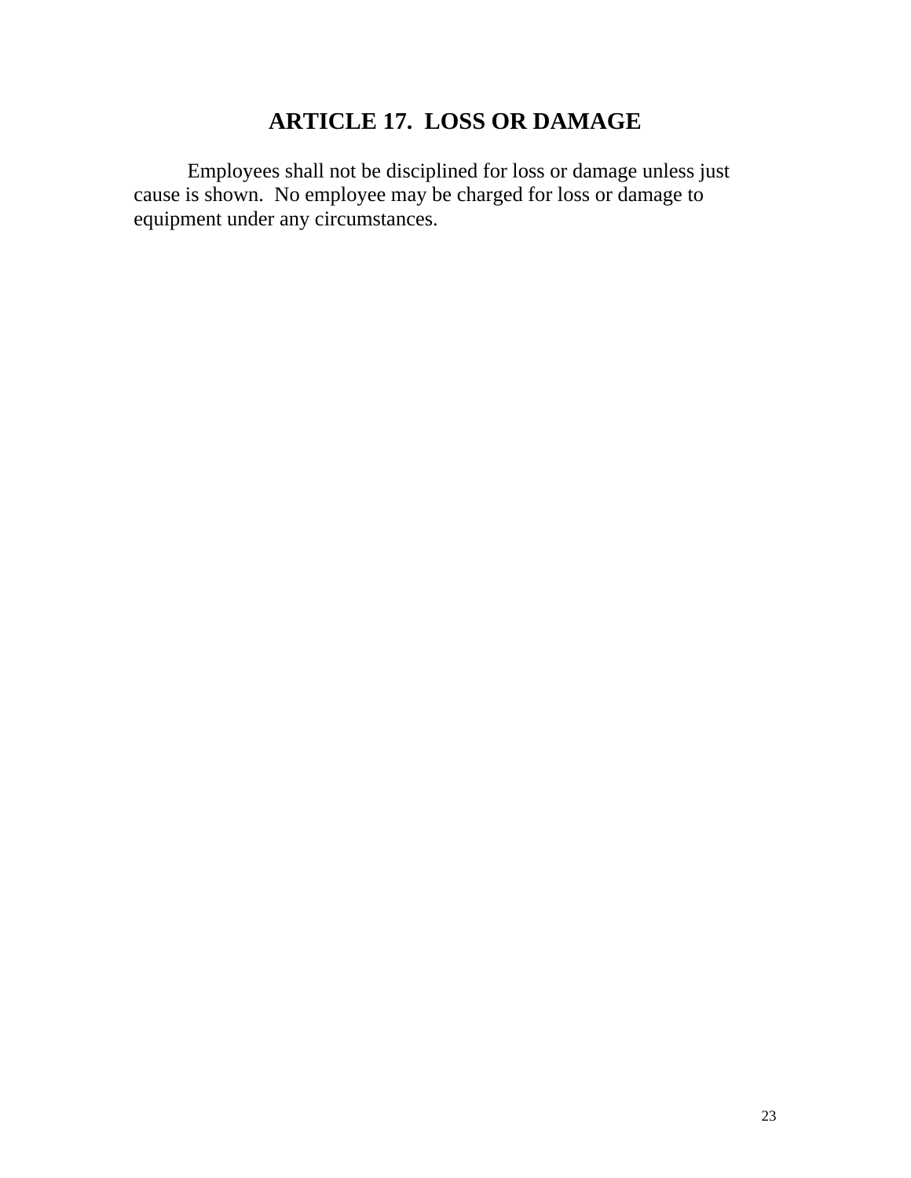## ARTICLE 17. LOSS OR DAMAGE

Employees shall not be disciplined for loss or damage unless just cause is shown. No employee may be charged for loss or damage to equipment under any circumstances.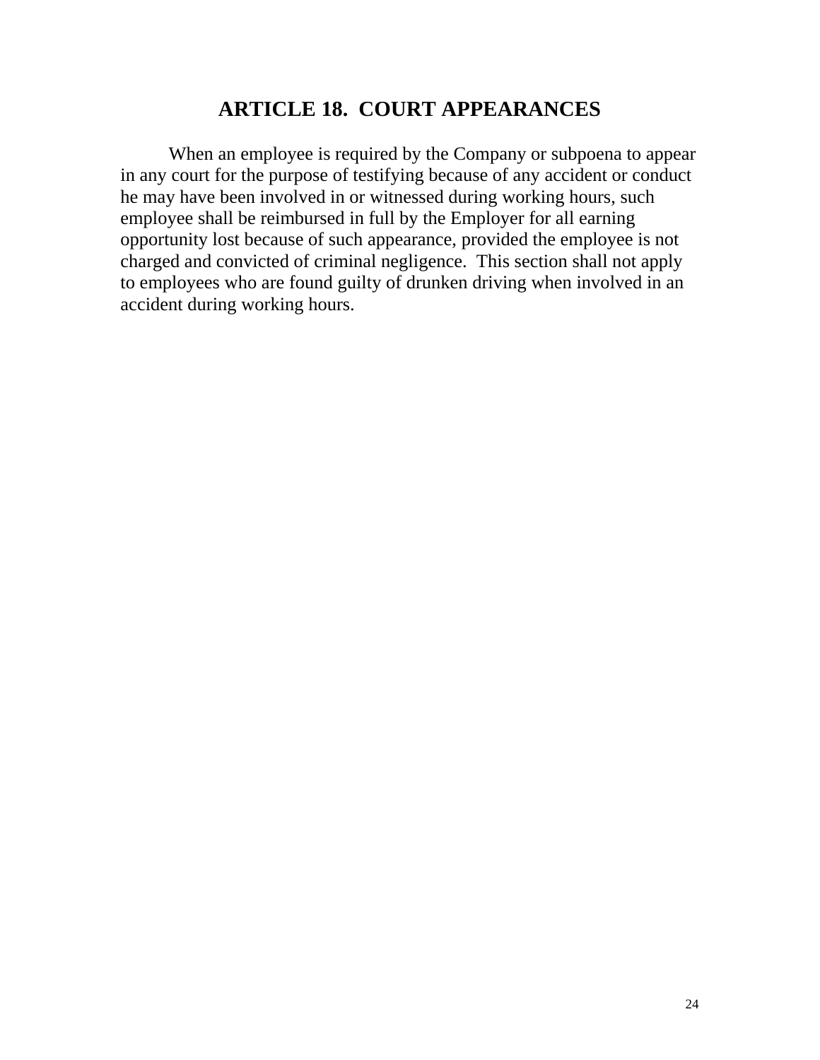## ARTICLE 18. COURT APPEARANCES

When an employee is required by the Company or subpoena to appear in any court for the purpose of testifying because of any accident or conduct he may have been involved in or witnessed during working hours, such employee shall be reimbursed in full by the Employer for all earning opportunity lost because of such appearance, provided the employee is not charged and convicted of criminal negligence. This section shall not apply to employees who are found guilty of drunken driving when involved in an accident during working hours.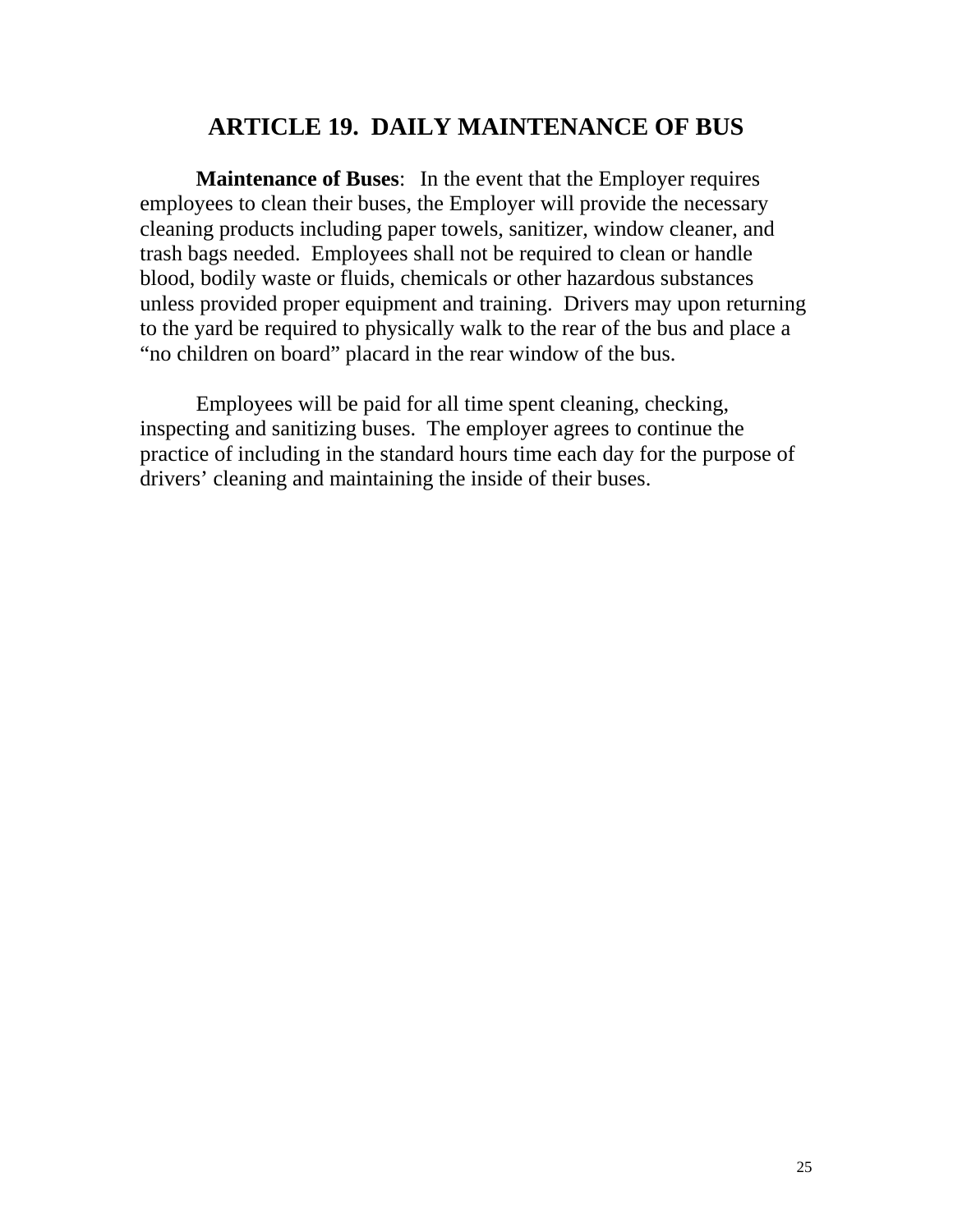# ARTICLE 19. DAILY MAINTENANCE OF BUS

**Maintenance of Buses**: In the event that the Employer requires employees to clean their buses, the Employer will provide the necessary cleaning products including paper towels, sanitizer, window cleaner, and trash bags needed. Employees shall not be required to clean or handle blood, bodily waste or fluids, chemicals or other hazardous substances unless provided proper equipment and training. Drivers may upon returning to the yard be required to physically walk to the rear of the bus and place a "no children on board" placard in the rear window of the bus.

Employees will be paid for all time spent cleaning, checking, inspecting and sanitizing buses. The employer agrees to continue the practice of including in the standard hours time each day for the purpose of drivers' cleaning and maintaining the inside of their buses.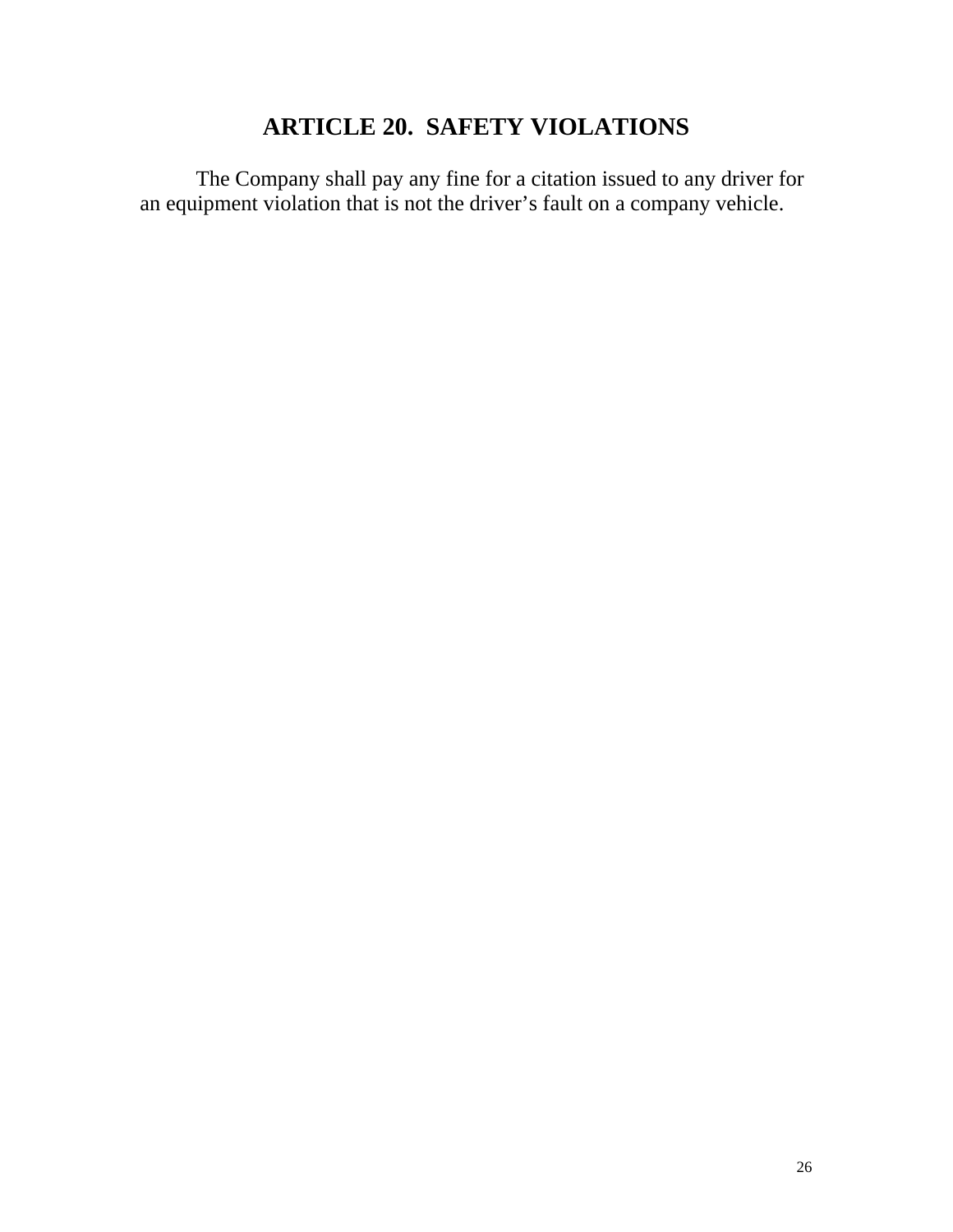# ARTICLE 20. SAFETY VIOLATIONS

The Company shall pay any fine for a citation issued to any driver for an equipment violation that is not the driver's fault on a company vehicle.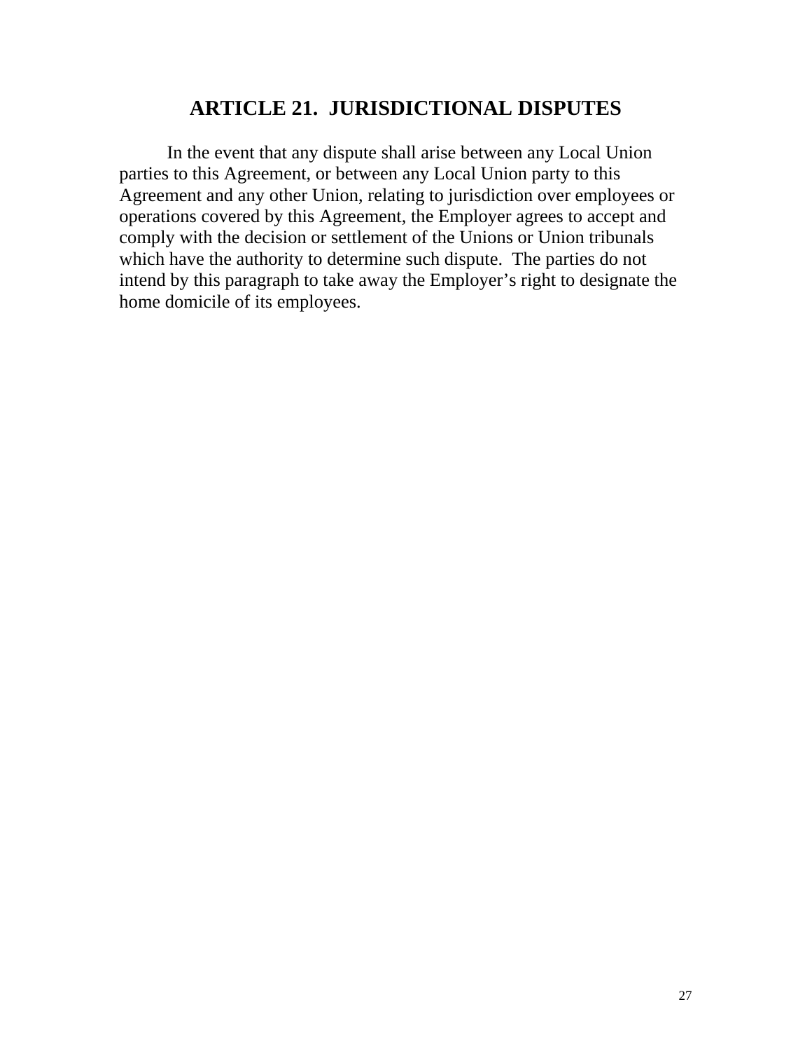## ARTICLE 21. JURISDICTIONAL DISPUTES

In the event that any dispute shall arise between any Local Union parties to this Agreement, or between any Local Union party to this Agreement and any other Union, relating to jurisdiction over employees or operations covered by this Agreement, the Employer agrees to accept and comply with the decision or settlement of the Unions or Union tribunals which have the authority to determine such dispute. The parties do not intend by this paragraph to take away the Employer's right to designate the home domicile of its employees.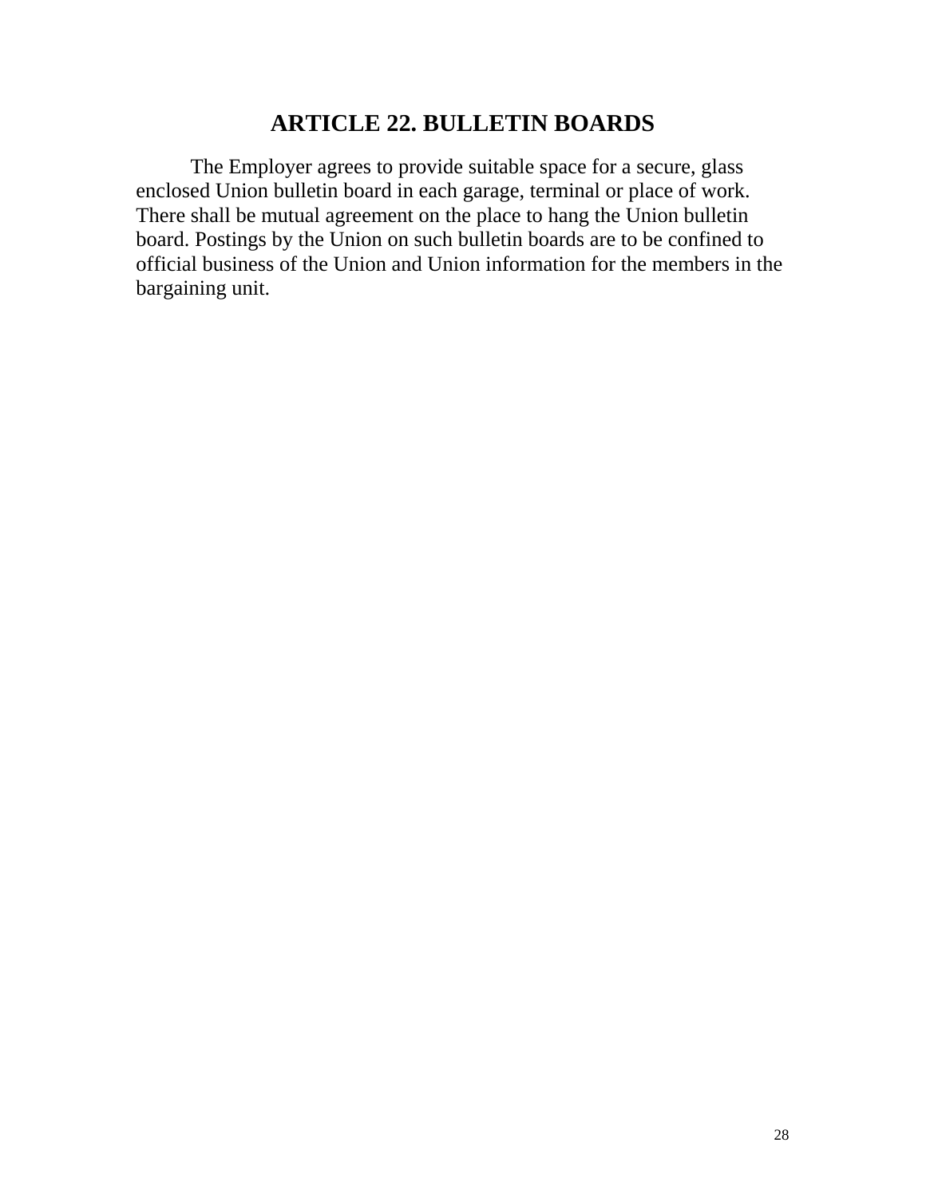## ARTICLE 22. BULLETIN BOARDS

The Employer agrees to provide suitable space for a secure, glass enclosed Union bulletin board in each garage, terminal or place of work. There shall be mutual agreement on the place to hang the Union bulletin board. Postings by the Union on such bulletin boards are to be confined to official business of the Union and Union information for the members in the bargaining unit.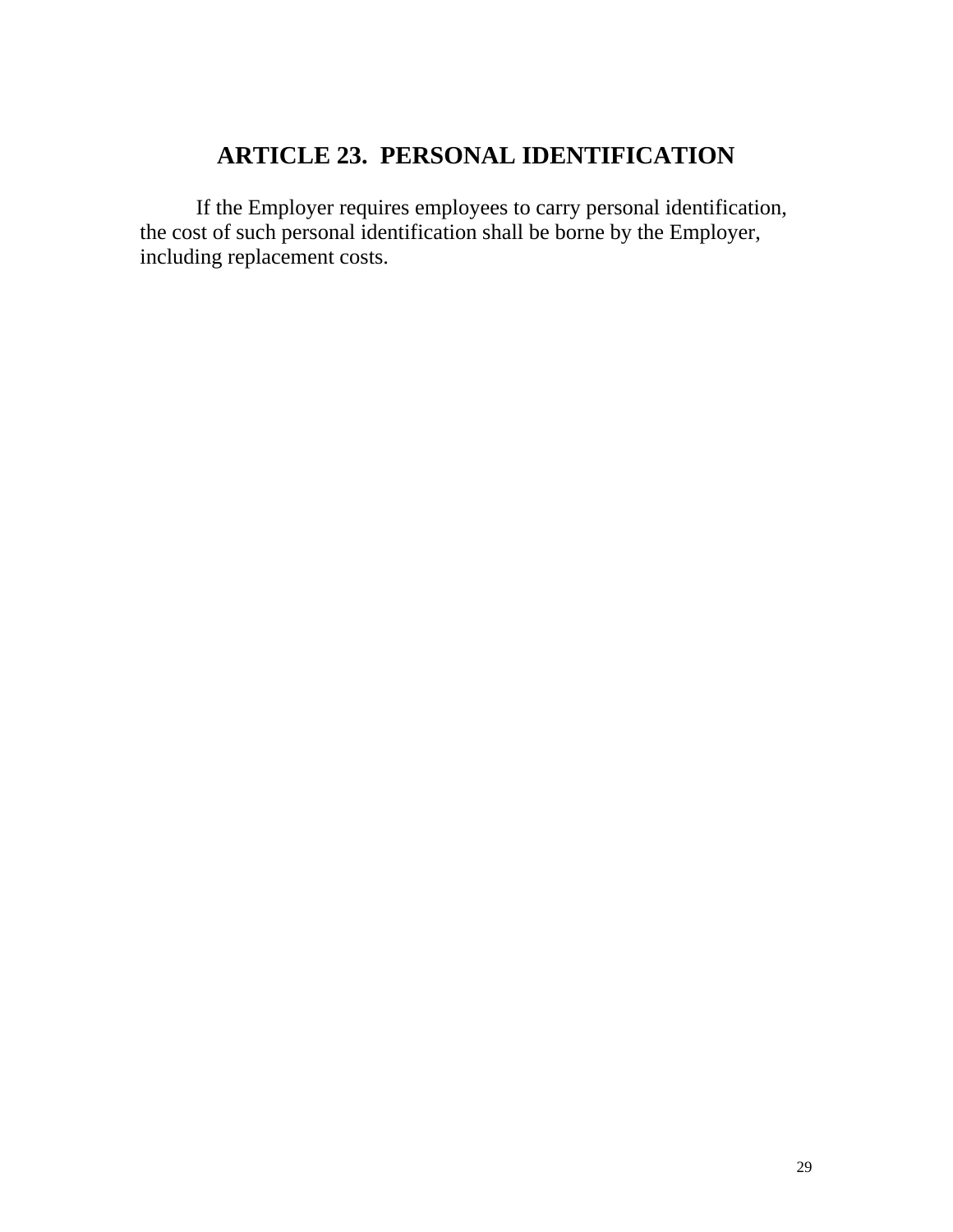## ARTICLE 23. PERSONAL IDENTIFICATION

If the Employer requires employees to carry personal identification, the cost of such personal identification shall be borne by the Employer, including replacement costs.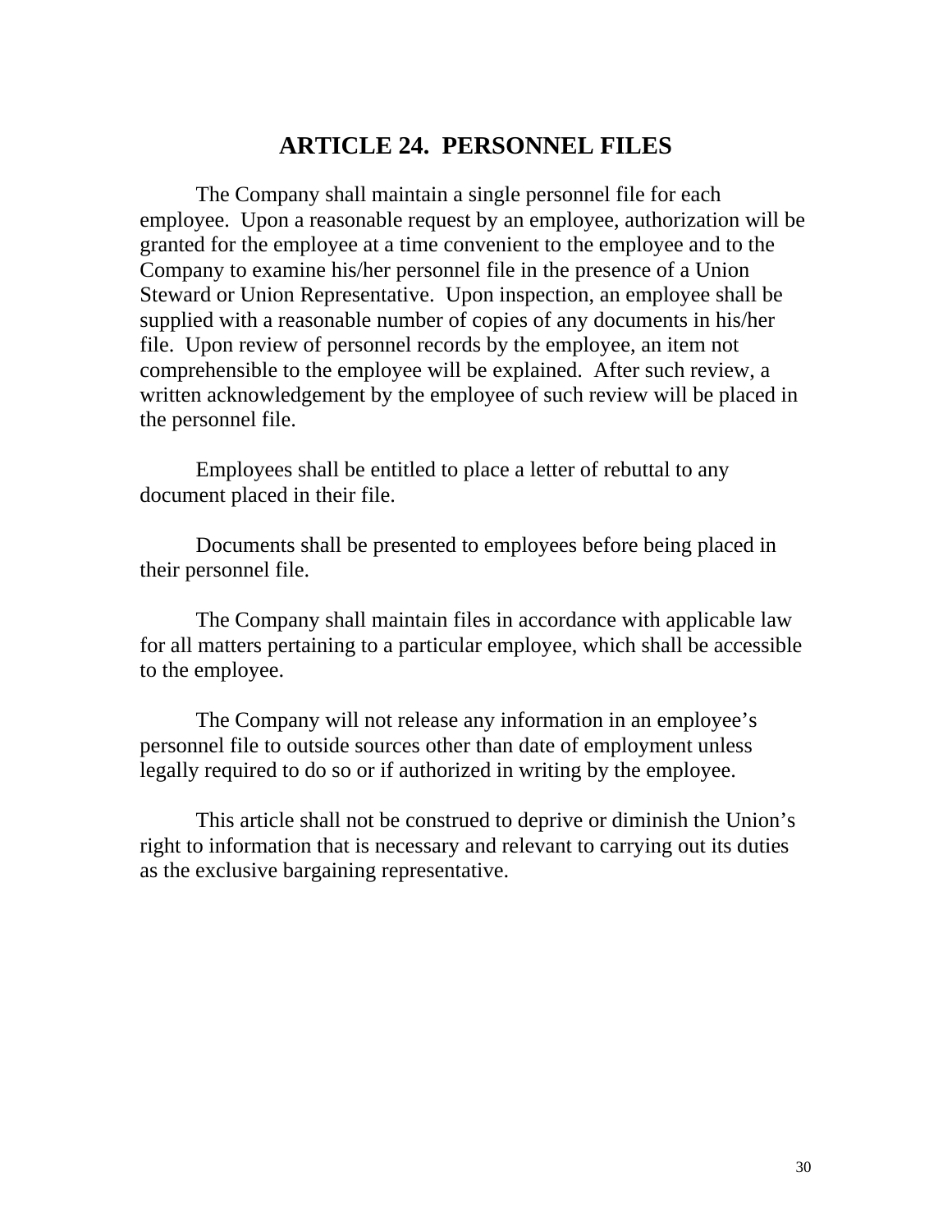# ARTICLE 24. PERSONNEL FILES

The Company shall maintain a single personnel file for each employee. Upon a reasonable request by an employee, authorization will be granted for the employee at a time convenient to the employee and to the Company to examine his/her personnel file in the presence of a Union Steward or Union Representative. Upon inspection, an employee shall be supplied with a reasonable number of copies of any documents in his/her file. Upon review of personnel records by the employee, an item not comprehensible to the employee will be explained. After such review, a written acknowledgement by the employee of such review will be placed in the personnel file.

Employees shall be entitled to place a letter of rebuttal to any document placed in their file.

Documents shall be presented to employees before being placed in their personnel file.

The Company shall maintain files in accordance with applicable law for all matters pertaining to a particular employee, which shall be accessible to the employee.

The Company will not release any information in an employee's personnel file to outside sources other than date of employment unless legally required to do so or if authorized in writing by the employee.

This article shall not be construed to deprive or diminish the Union's right to information that is necessary and relevant to carrying out its duties as the exclusive bargaining representative.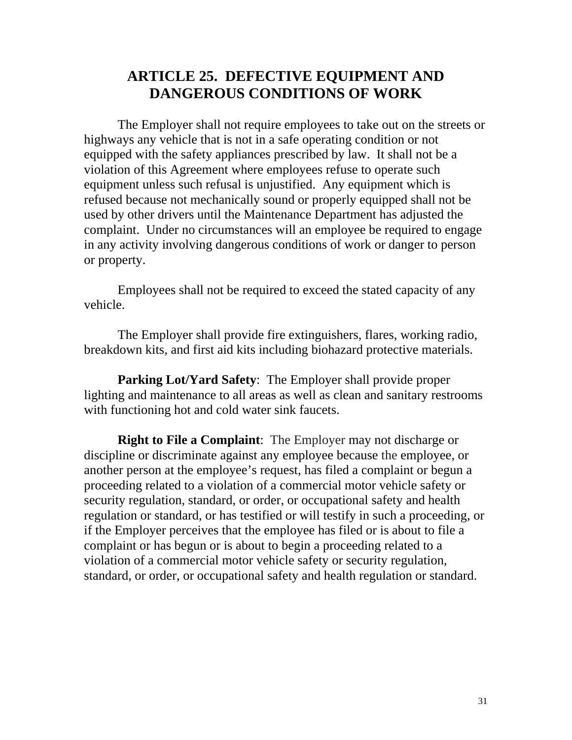# ARTICLE 25. DEFECTIVE EQUIPMENT AND DANGEROUS CONDITIONS OF WORK

The Employer shall not require employees to take out on the streets or highways any vehicle that is not in a safe operating condition or not equipped with the safety appliances prescribed by law. It shall not be a violation of this Agreement where employees refuse to operate such equipment unless such refusal is unjustified. Any equipment which is refused because not mechanically sound or properly equipped shall not be used by other drivers until the Maintenance Department has adjusted the complaint. Under no circumstances will an employee be required to engage in any activity involving dangerous conditions of work or danger to person or property.

Employees shall not be required to exceed the stated capacity of any vehicle.

The Employer shall provide fire extinguishers, flares, working radio, breakdown kits, and first aid kits including biohazard protective materials.

**Parking Lot/Yard Safety**: The Employer shall provide proper lighting and maintenance to all areas as well as clean and sanitary restrooms with functioning hot and cold water sink faucets.

**Right to File a Complaint**: The Employer may not discharge or discipline or discriminate against any employee because the employee, or another person at the employee's request, has filed a complaint or begun a proceeding related to a violation of a commercial motor vehicle safety or security regulation, standard, or order, or occupational safety and health regulation or standard, or has testified or will testify in such a proceeding, or if the Employer perceives that the employee has filed or is about to file a complaint or has begun or is about to begin a proceeding related to a violation of a commercial motor vehicle safety or security regulation, standard, or order, or occupational safety and health regulation or standard.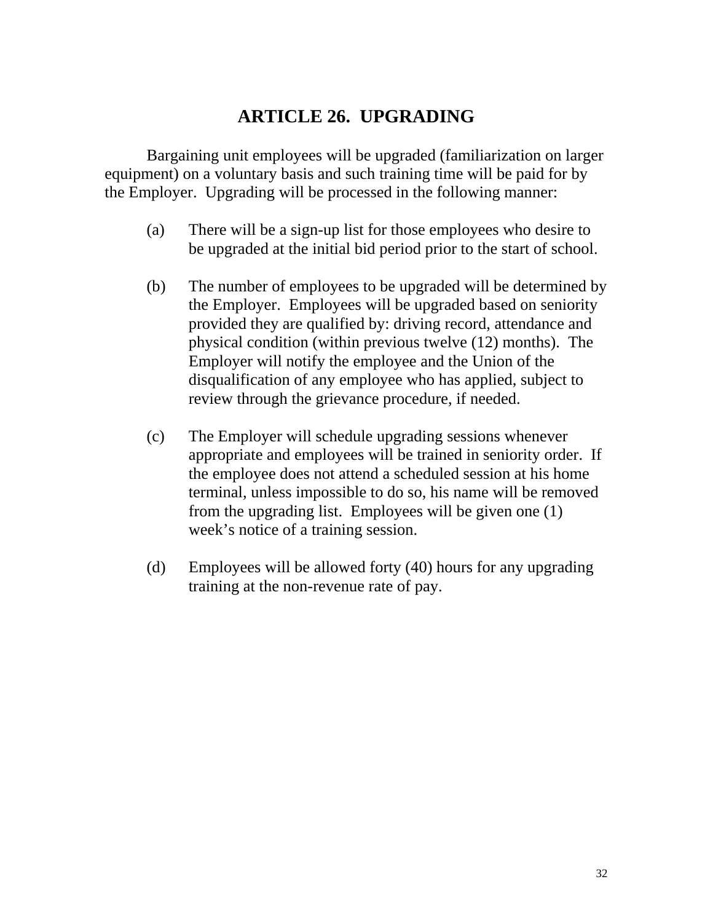# ARTICLE 26. UPGRADING

Bargaining unit employees will be upgraded (familiarization on larger equipment) on a voluntary basis and such training time will be paid for by the Employer. Upgrading will be processed in the following manner:

(a) There will be a sign-up list for those employees who desire to be upgraded at the initial bid period prior to the start of school.

(b) The number of employees to be upgraded will be determined by the Employer. Employees will be upgraded based on seniority provided they are qualified by: driving record, attendance and physical condition (within previous twelve (12) months). The Employer will notify the employee and the Union of the disqualification of any employee who has applied, subject to review through the grievance procedure, if needed.

(c) The Employer will schedule upgrading sessions whenever appropriate and employees will be trained in seniority order. If the employee does not attend a scheduled session at his home terminal, unless impossible to do so, his name will be removed from the upgrading list. Employees will be given one (1) week's notice of a training session.

(d) Employees will be allowed forty (40) hours for any upgrading training at the non-revenue rate of pay.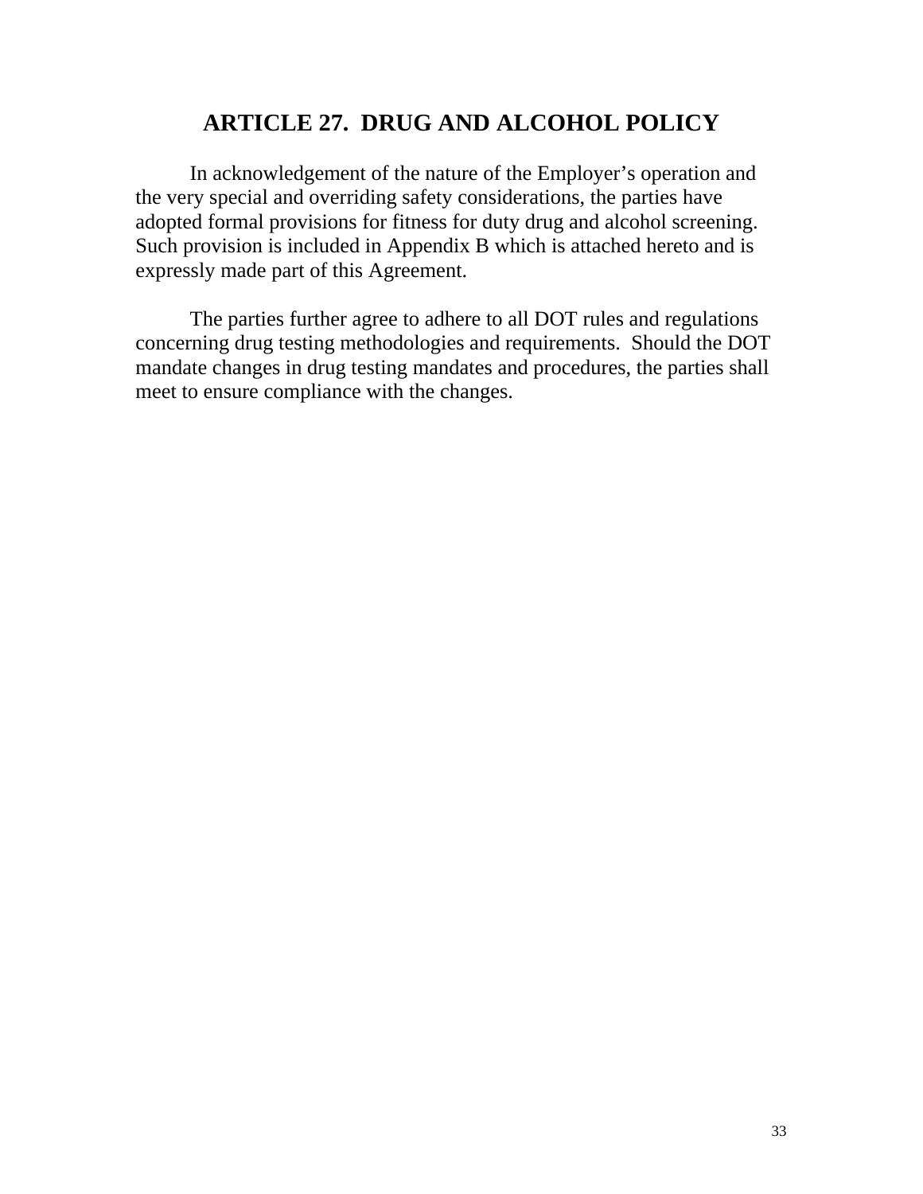# ARTICLE 27. DRUG AND ALCOHOL POLICY

In acknowledgement of the nature of the Employer's operation and the very special and overriding safety considerations, the parties have adopted formal provisions for fitness for duty drug and alcohol screening. Such provision is included in Appendix B which is attached hereto and is expressly made part of this Agreement.

The parties further agree to adhere to all DOT rules and regulations concerning drug testing methodologies and requirements. Should the DOT mandate changes in drug testing mandates and procedures, the parties shall meet to ensure compliance with the changes.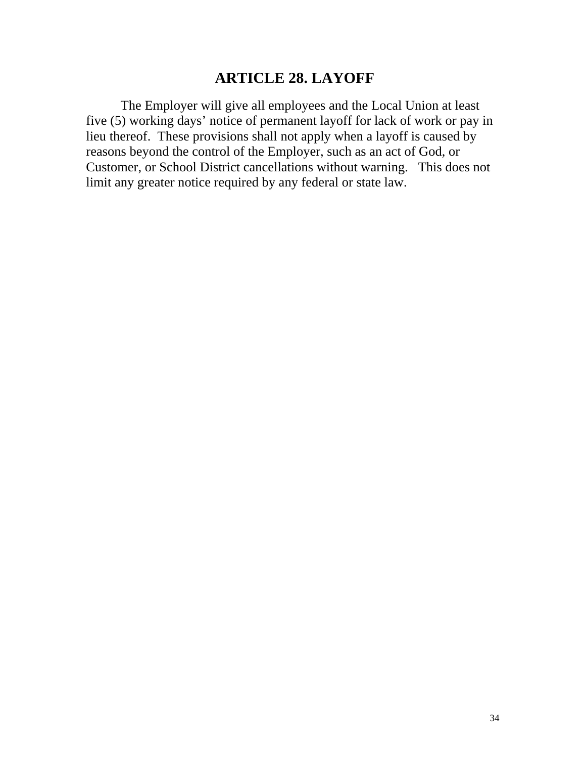# ARTICLE 28. LAYOFF

The Employer will give all employees and the Local Union at least five (5) working days' notice of permanent layoff for lack of work or pay in lieu thereof. These provisions shall not apply when a layoff is caused by reasons beyond the control of the Employer, such as an act of God, or Customer, or School District cancellations without warning. This does not limit any greater notice required by any federal or state law.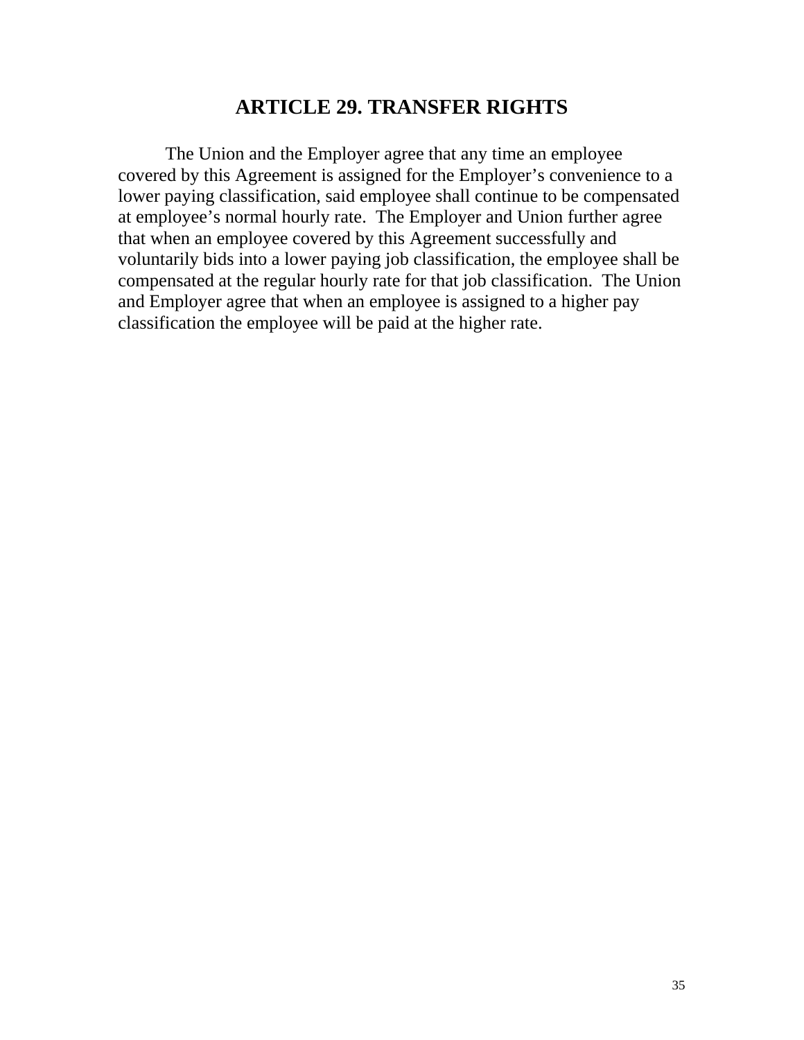## ARTICLE 29. TRANSFER RIGHTS

The Union and the Employer agree that any time an employee covered by this Agreement is assigned for the Employer's convenience to a lower paying classification, said employee shall continue to be compensated at employee's normal hourly rate. The Employer and Union further agree that when an employee covered by this Agreement successfully and voluntarily bids into a lower paying job classification, the employee shall be compensated at the regular hourly rate for that job classification. The Union and Employer agree that when an employee is assigned to a higher pay classification the employee will be paid at the higher rate.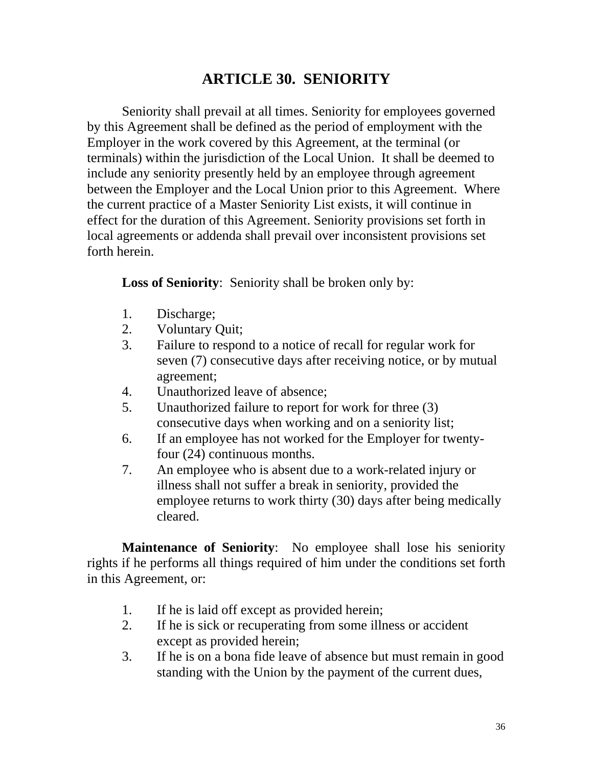# ARTICLE 30. SENIORITY

Seniority shall prevail at all times. Seniority for employees governed by this Agreement shall be defined as the period of employment with the Employer in the work covered by this Agreement, at the terminal (or terminals) within the jurisdiction of the Local Union. It shall be deemed to include any seniority presently held by an employee through agreement between the Employer and the Local Union prior to this Agreement. Where the current practice of a Master Seniority List exists, it will continue in effect for the duration of this Agreement. Seniority provisions set forth in local agreements or addenda shall prevail over inconsistent provisions set forth herein.

**Loss of Seniority**: Seniority shall be broken only by:

1. Discharge;
2. Voluntary Quit;
3. Failure to respond to a notice of recall for regular work for seven (7) consecutive days after receiving notice, or by mutual agreement;
4. Unauthorized leave of absence;
5. Unauthorized failure to report for work for three (3) consecutive days when working and on a seniority list;
6. If an employee has not worked for the Employer for twenty-four (24) continuous months.
7. An employee who is absent due to a work-related injury or illness shall not suffer a break in seniority, provided the employee returns to work thirty (30) days after being medically cleared.

**Maintenance of Seniority**: No employee shall lose his seniority rights if he performs all things required of him under the conditions set forth in this Agreement, or:

1. If he is laid off except as provided herein;
2. If he is sick or recuperating from some illness or accident except as provided herein;
3. If he is on a bona fide leave of absence but must remain in good standing with the Union by the payment of the current dues,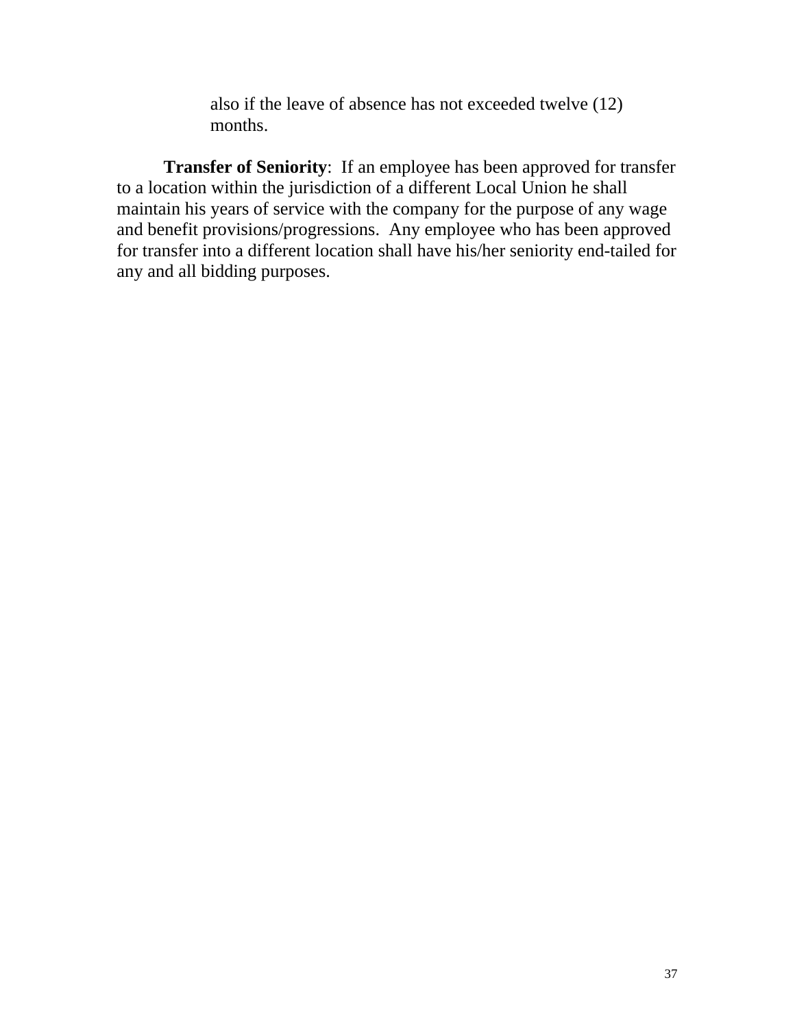also if the leave of absence has not exceeded twelve (12) months.

**Transfer of Seniority**: If an employee has been approved for transfer to a location within the jurisdiction of a different Local Union he shall maintain his years of service with the company for the purpose of any wage and benefit provisions/progressions. Any employee who has been approved for transfer into a different location shall have his/her seniority end-tailed for any and all bidding purposes.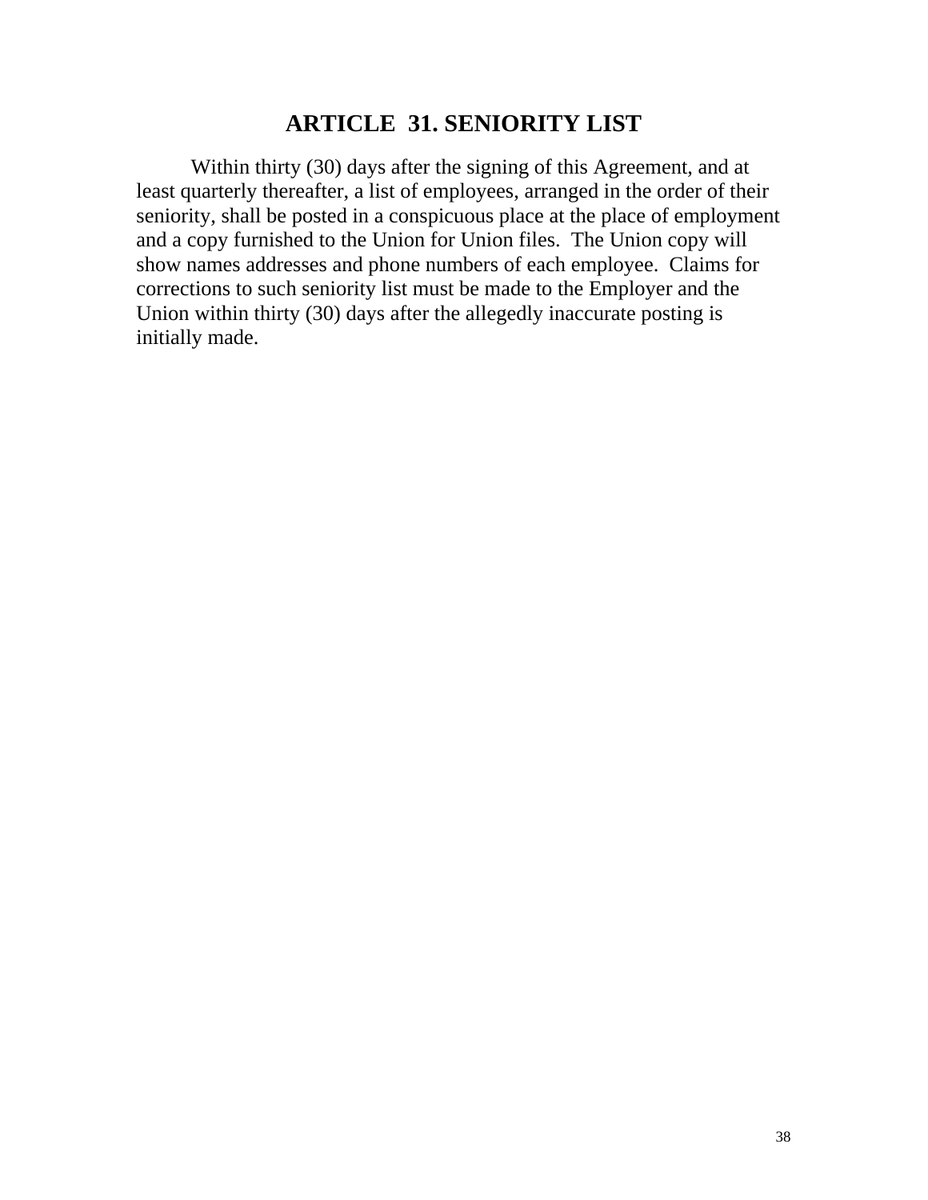# ARTICLE 31. SENIORITY LIST

Within thirty (30) days after the signing of this Agreement, and at least quarterly thereafter, a list of employees, arranged in the order of their seniority, shall be posted in a conspicuous place at the place of employment and a copy furnished to the Union for Union files. The Union copy will show names addresses and phone numbers of each employee. Claims for corrections to such seniority list must be made to the Employer and the Union within thirty (30) days after the allegedly inaccurate posting is initially made.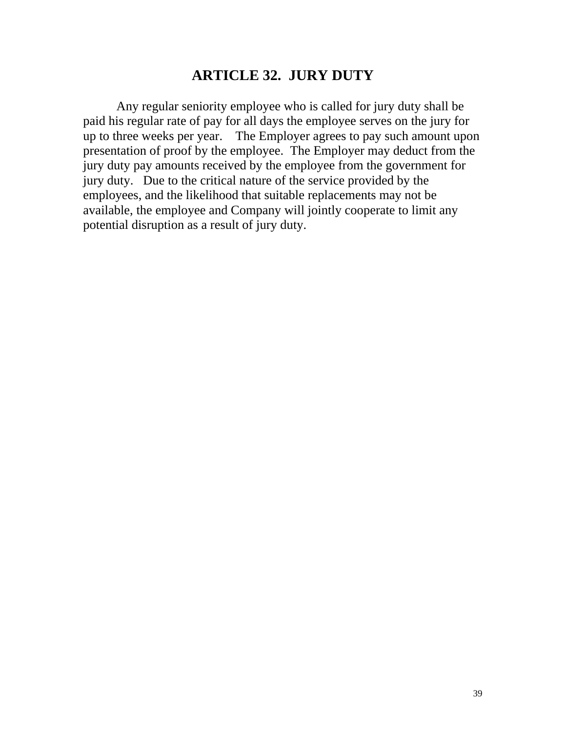## ARTICLE 32. JURY DUTY

Any regular seniority employee who is called for jury duty shall be paid his regular rate of pay for all days the employee serves on the jury for up to three weeks per year. The Employer agrees to pay such amount upon presentation of proof by the employee. The Employer may deduct from the jury duty pay amounts received by the employee from the government for jury duty. Due to the critical nature of the service provided by the employees, and the likelihood that suitable replacements may not be available, the employee and Company will jointly cooperate to limit any potential disruption as a result of jury duty.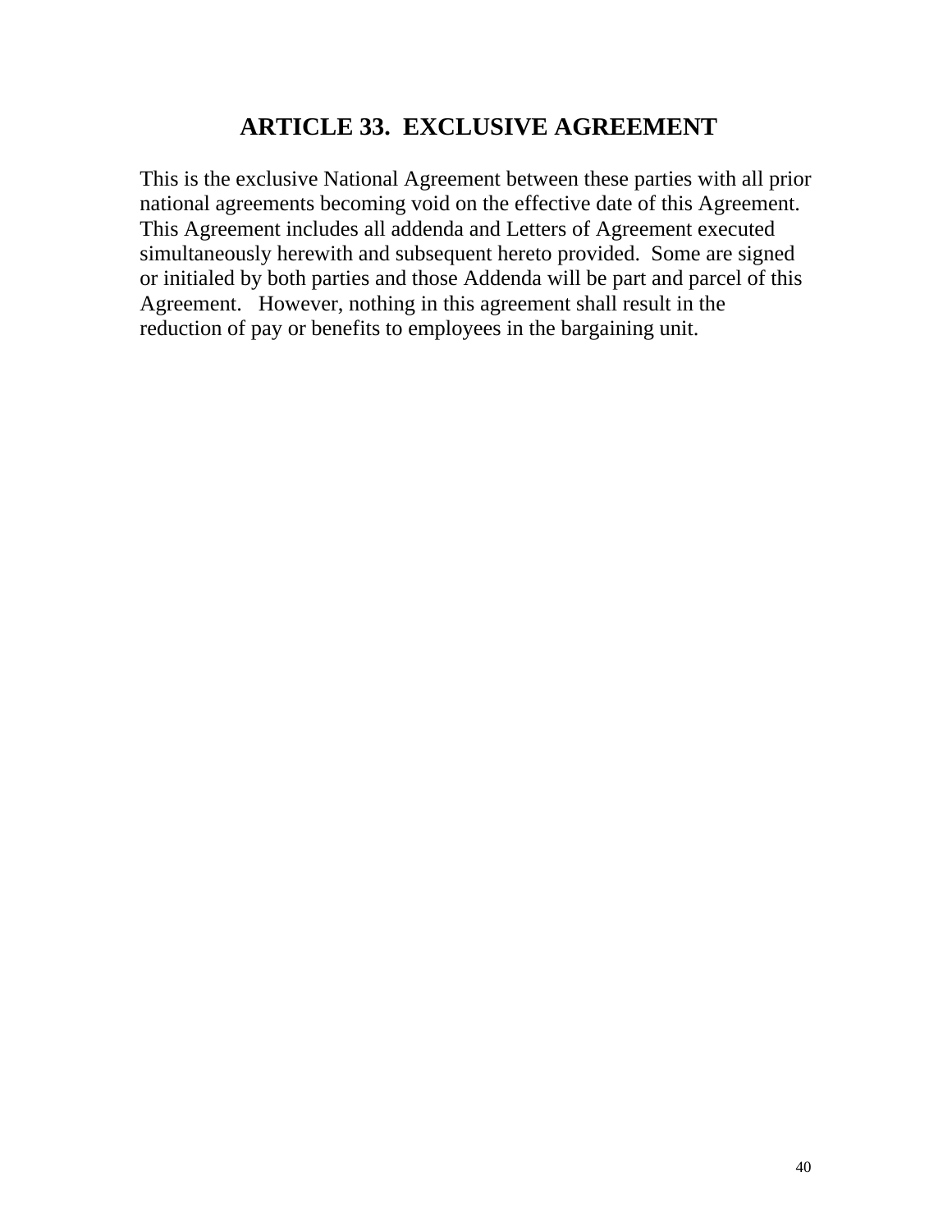# ARTICLE 33. EXCLUSIVE AGREEMENT

This is the exclusive National Agreement between these parties with all prior national agreements becoming void on the effective date of this Agreement. This Agreement includes all addenda and Letters of Agreement executed simultaneously herewith and subsequent hereto provided. Some are signed or initialed by both parties and those Addenda will be part and parcel of this Agreement. However, nothing in this agreement shall result in the reduction of pay or benefits to employees in the bargaining unit.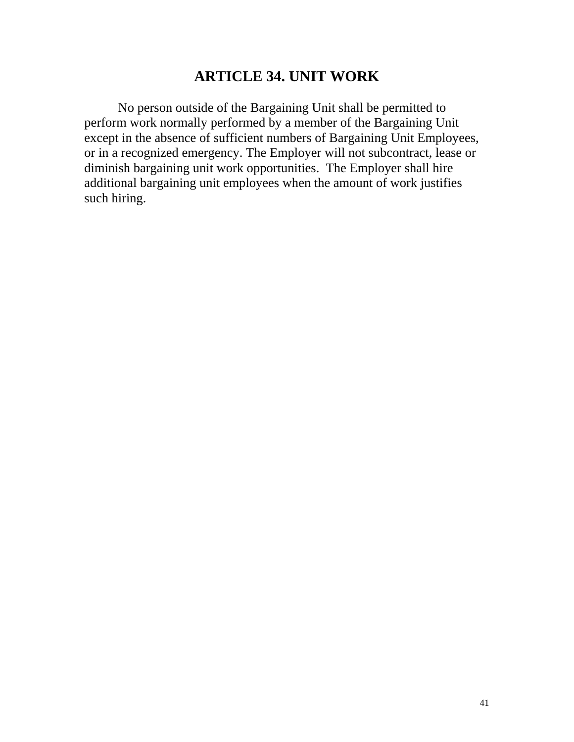# ARTICLE 34. UNIT WORK

No person outside of the Bargaining Unit shall be permitted to perform work normally performed by a member of the Bargaining Unit except in the absence of sufficient numbers of Bargaining Unit Employees, or in a recognized emergency. The Employer will not subcontract, lease or diminish bargaining unit work opportunities. The Employer shall hire additional bargaining unit employees when the amount of work justifies such hiring.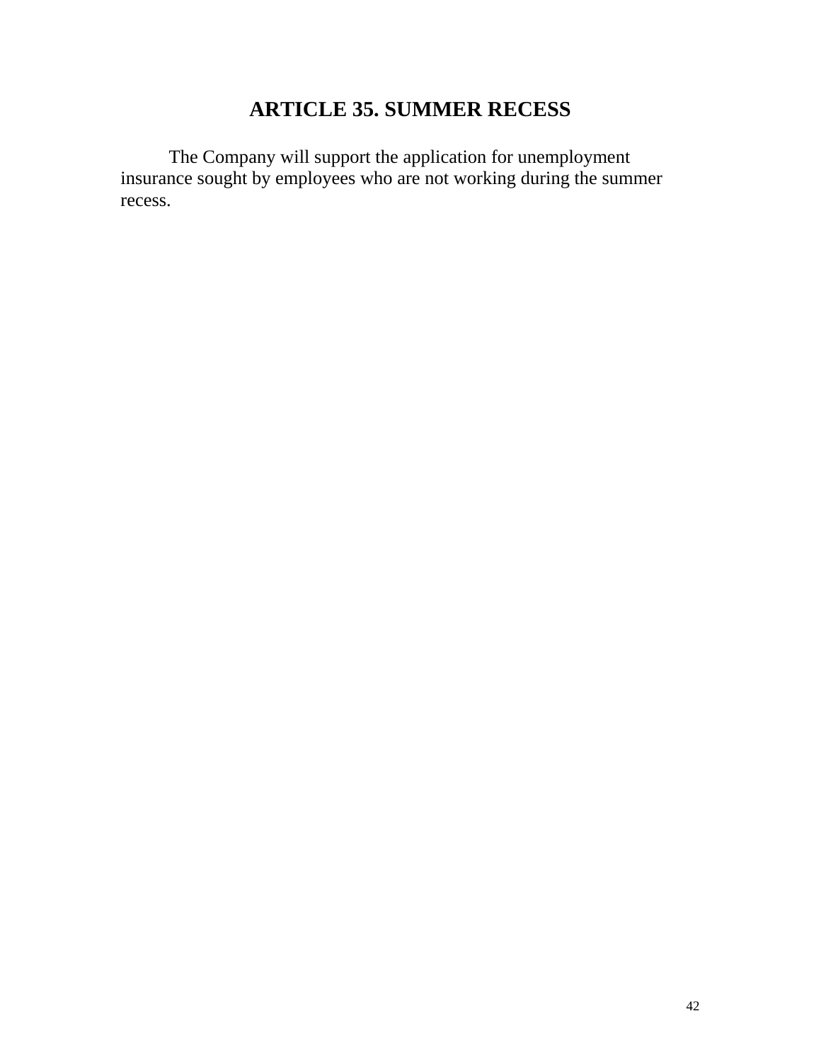# ARTICLE 35. SUMMER RECESS

The Company will support the application for unemployment insurance sought by employees who are not working during the summer recess.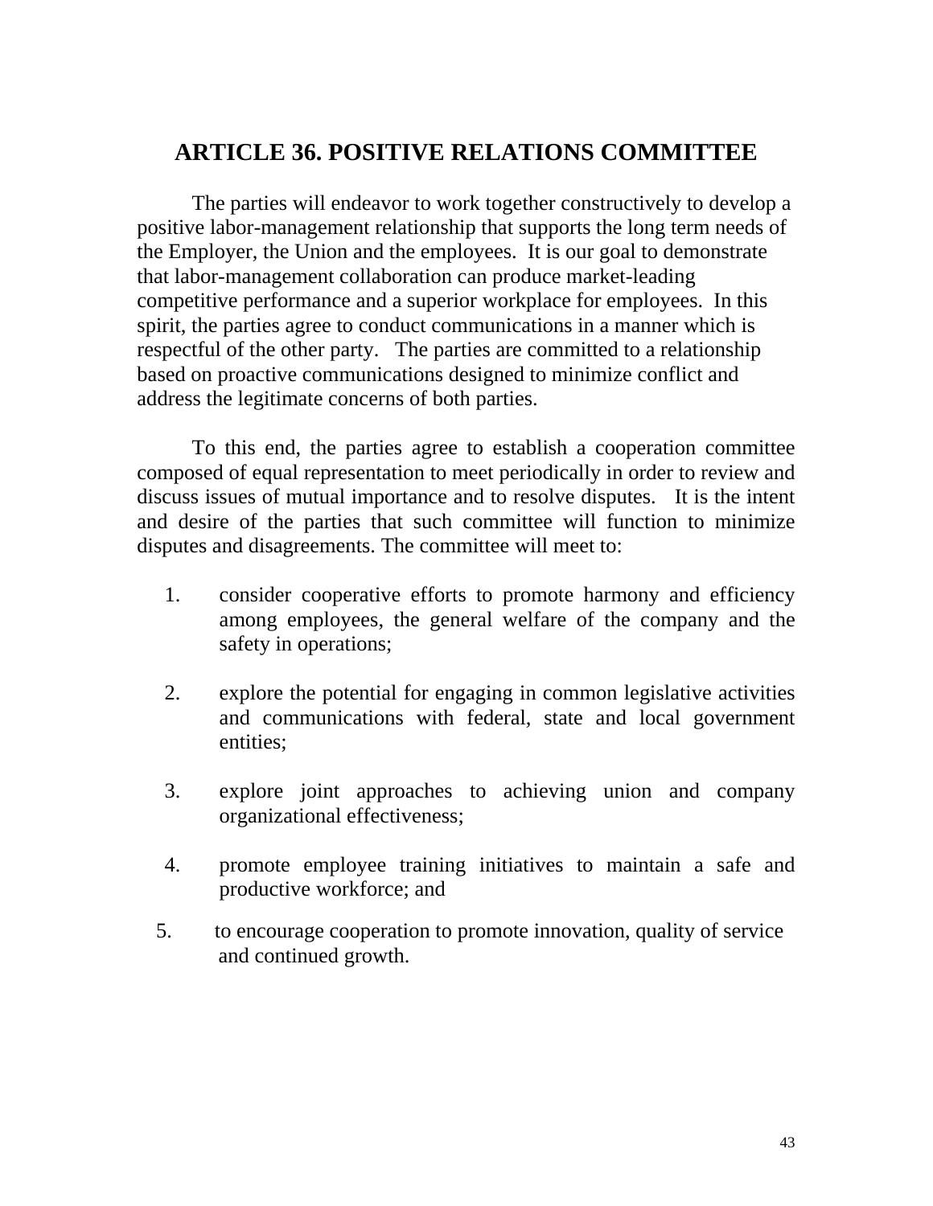# ARTICLE 36. POSITIVE RELATIONS COMMITTEE

The parties will endeavor to work together constructively to develop a positive labor-management relationship that supports the long term needs of the Employer, the Union and the employees. It is our goal to demonstrate that labor-management collaboration can produce market-leading competitive performance and a superior workplace for employees. In this spirit, the parties agree to conduct communications in a manner which is respectful of the other party. The parties are committed to a relationship based on proactive communications designed to minimize conflict and address the legitimate concerns of both parties.

To this end, the parties agree to establish a cooperation committee composed of equal representation to meet periodically in order to review and discuss issues of mutual importance and to resolve disputes. It is the intent and desire of the parties that such committee will function to minimize disputes and disagreements. The committee will meet to:

1. consider cooperative efforts to promote harmony and efficiency among employees, the general welfare of the company and the safety in operations;

2. explore the potential for engaging in common legislative activities and communications with federal, state and local government entities;

3. explore joint approaches to achieving union and company organizational effectiveness;

4. promote employee training initiatives to maintain a safe and productive workforce; and

5. to encourage cooperation to promote innovation, quality of service and continued growth.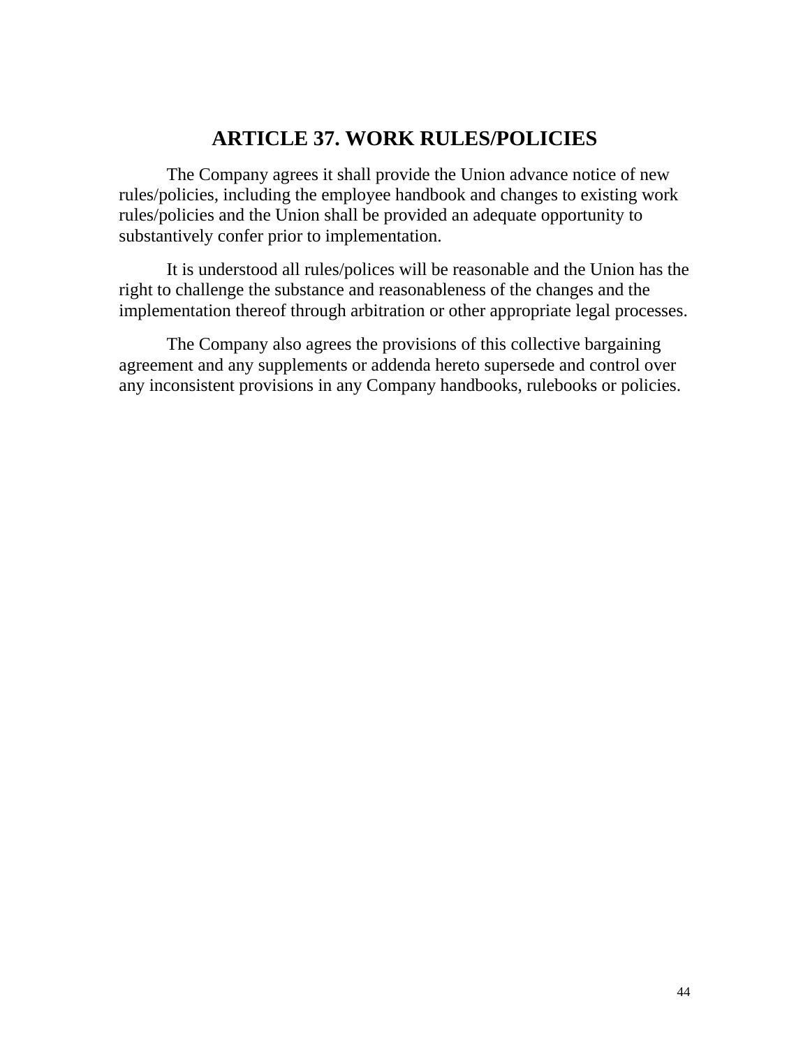## ARTICLE 37. WORK RULES/POLICIES

The Company agrees it shall provide the Union advance notice of new rules/policies, including the employee handbook and changes to existing work rules/policies and the Union shall be provided an adequate opportunity to substantively confer prior to implementation.

It is understood all rules/polices will be reasonable and the Union has the right to challenge the substance and reasonableness of the changes and the implementation thereof through arbitration or other appropriate legal processes.

The Company also agrees the provisions of this collective bargaining agreement and any supplements or addenda hereto supersede and control over any inconsistent provisions in any Company handbooks, rulebooks or policies.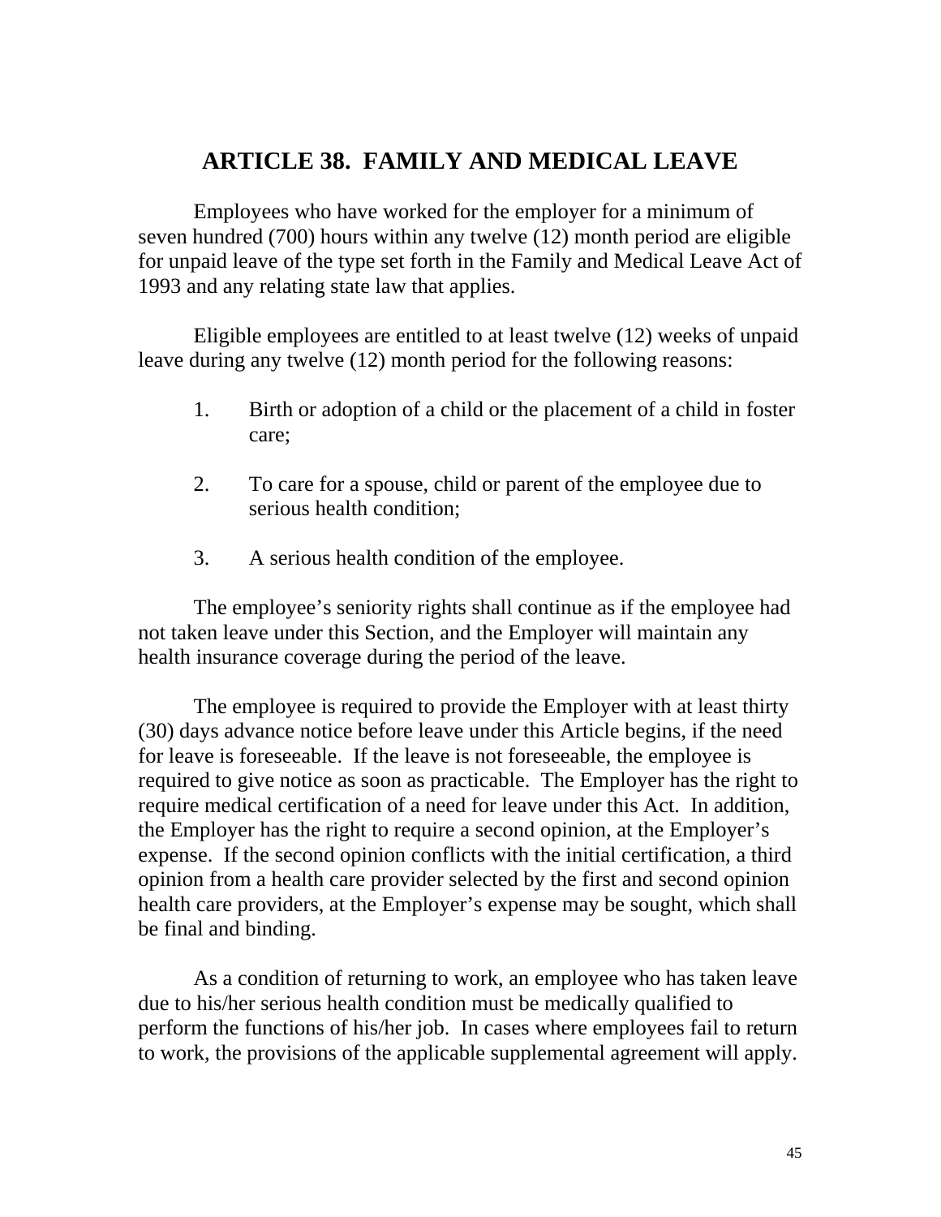# ARTICLE 38. FAMILY AND MEDICAL LEAVE

Employees who have worked for the employer for a minimum of seven hundred (700) hours within any twelve (12) month period are eligible for unpaid leave of the type set forth in the Family and Medical Leave Act of 1993 and any relating state law that applies.

Eligible employees are entitled to at least twelve (12) weeks of unpaid leave during any twelve (12) month period for the following reasons:

1. Birth or adoption of a child or the placement of a child in foster care;

2. To care for a spouse, child or parent of the employee due to serious health condition;

3. A serious health condition of the employee.

The employee's seniority rights shall continue as if the employee had not taken leave under this Section, and the Employer will maintain any health insurance coverage during the period of the leave.

The employee is required to provide the Employer with at least thirty (30) days advance notice before leave under this Article begins, if the need for leave is foreseeable. If the leave is not foreseeable, the employee is required to give notice as soon as practicable. The Employer has the right to require medical certification of a need for leave under this Act. In addition, the Employer has the right to require a second opinion, at the Employer's expense. If the second opinion conflicts with the initial certification, a third opinion from a health care provider selected by the first and second opinion health care providers, at the Employer's expense may be sought, which shall be final and binding.

As a condition of returning to work, an employee who has taken leave due to his/her serious health condition must be medically qualified to perform the functions of his/her job. In cases where employees fail to return to work, the provisions of the applicable supplemental agreement will apply.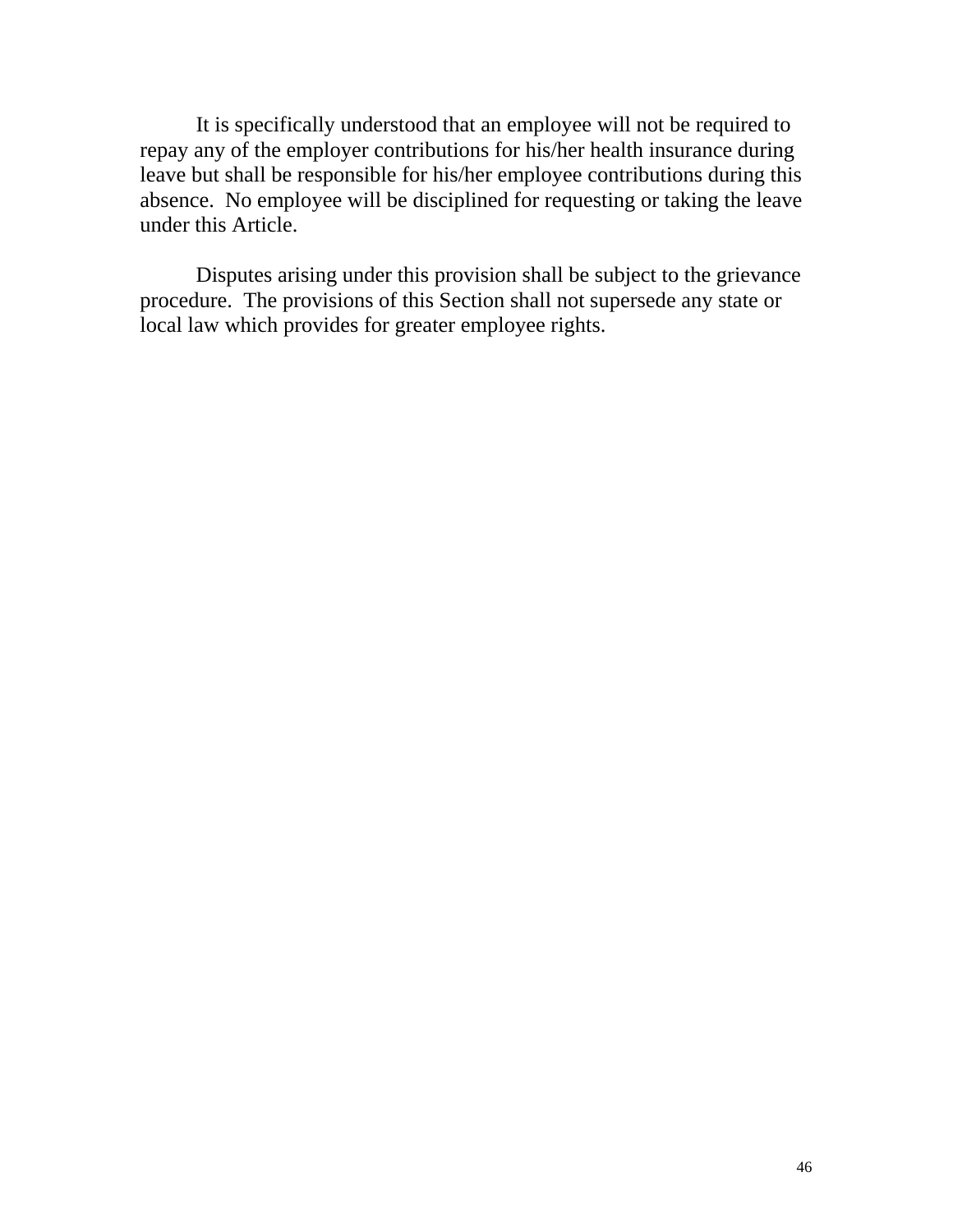It is specifically understood that an employee will not be required to repay any of the employer contributions for his/her health insurance during leave but shall be responsible for his/her employee contributions during this absence.  No employee will be disciplined for requesting or taking the leave under this Article.

Disputes arising under this provision shall be subject to the grievance procedure.  The provisions of this Section shall not supersede any state or local law which provides for greater employee rights.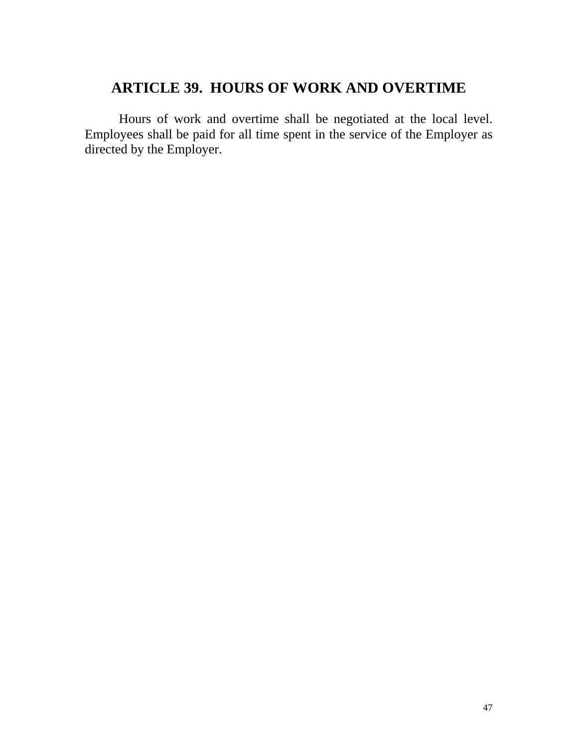## ARTICLE 39. HOURS OF WORK AND OVERTIME

Hours of work and overtime shall be negotiated at the local level. Employees shall be paid for all time spent in the service of the Employer as directed by the Employer.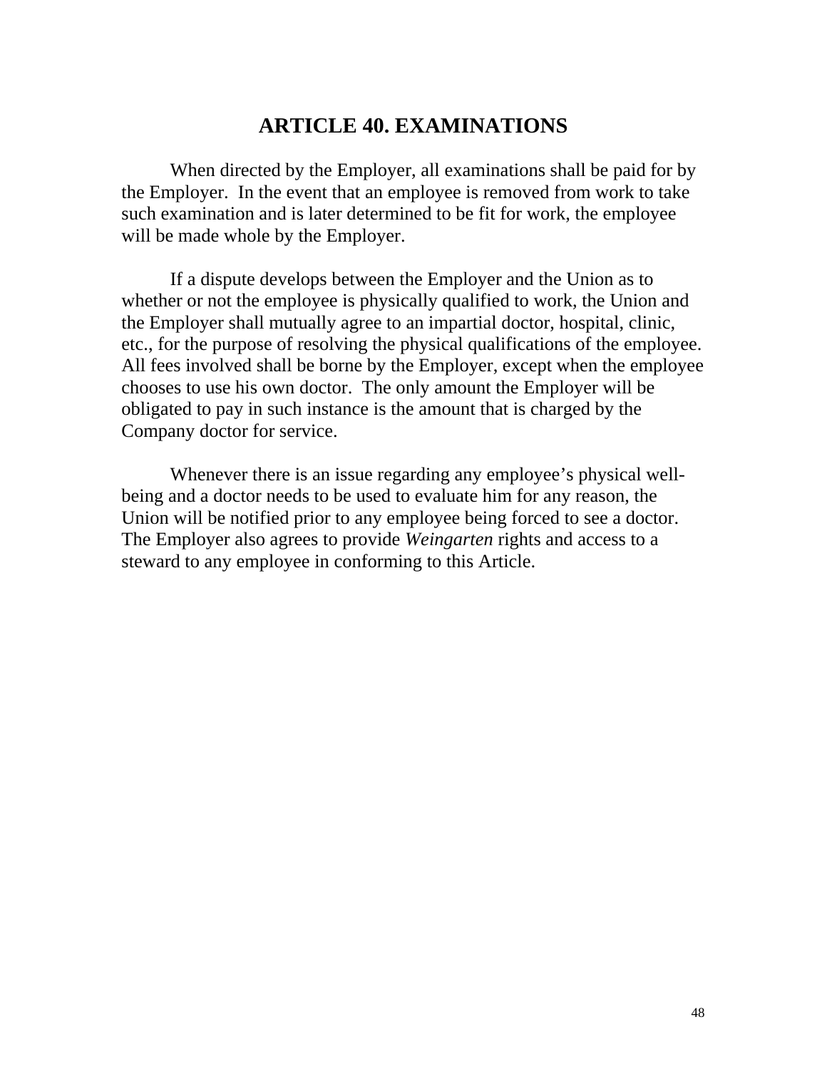# ARTICLE 40. EXAMINATIONS

When directed by the Employer, all examinations shall be paid for by the Employer. In the event that an employee is removed from work to take such examination and is later determined to be fit for work, the employee will be made whole by the Employer.

If a dispute develops between the Employer and the Union as to whether or not the employee is physically qualified to work, the Union and the Employer shall mutually agree to an impartial doctor, hospital, clinic, etc., for the purpose of resolving the physical qualifications of the employee. All fees involved shall be borne by the Employer, except when the employee chooses to use his own doctor. The only amount the Employer will be obligated to pay in such instance is the amount that is charged by the Company doctor for service.

Whenever there is an issue regarding any employee's physical well-being and a doctor needs to be used to evaluate him for any reason, the Union will be notified prior to any employee being forced to see a doctor. The Employer also agrees to provide *Weingarten* rights and access to a steward to any employee in conforming to this Article.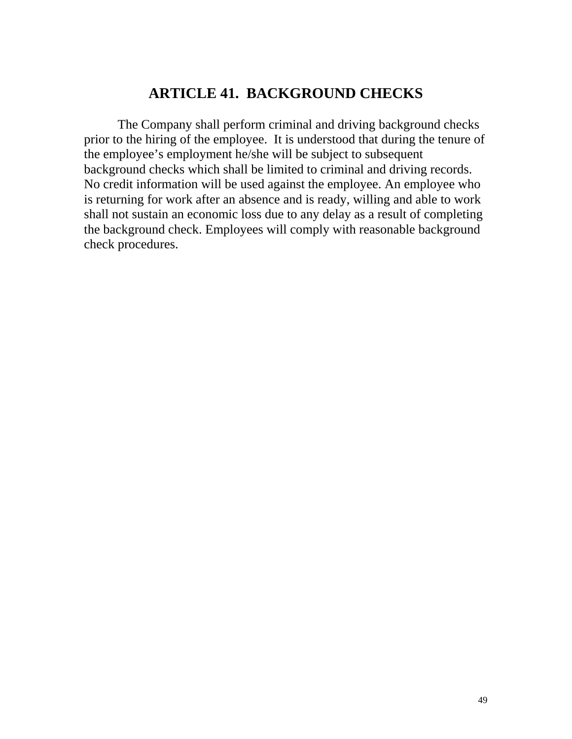# ARTICLE 41. BACKGROUND CHECKS

The Company shall perform criminal and driving background checks prior to the hiring of the employee. It is understood that during the tenure of the employee's employment he/she will be subject to subsequent background checks which shall be limited to criminal and driving records. No credit information will be used against the employee. An employee who is returning for work after an absence and is ready, willing and able to work shall not sustain an economic loss due to any delay as a result of completing the background check. Employees will comply with reasonable background check procedures.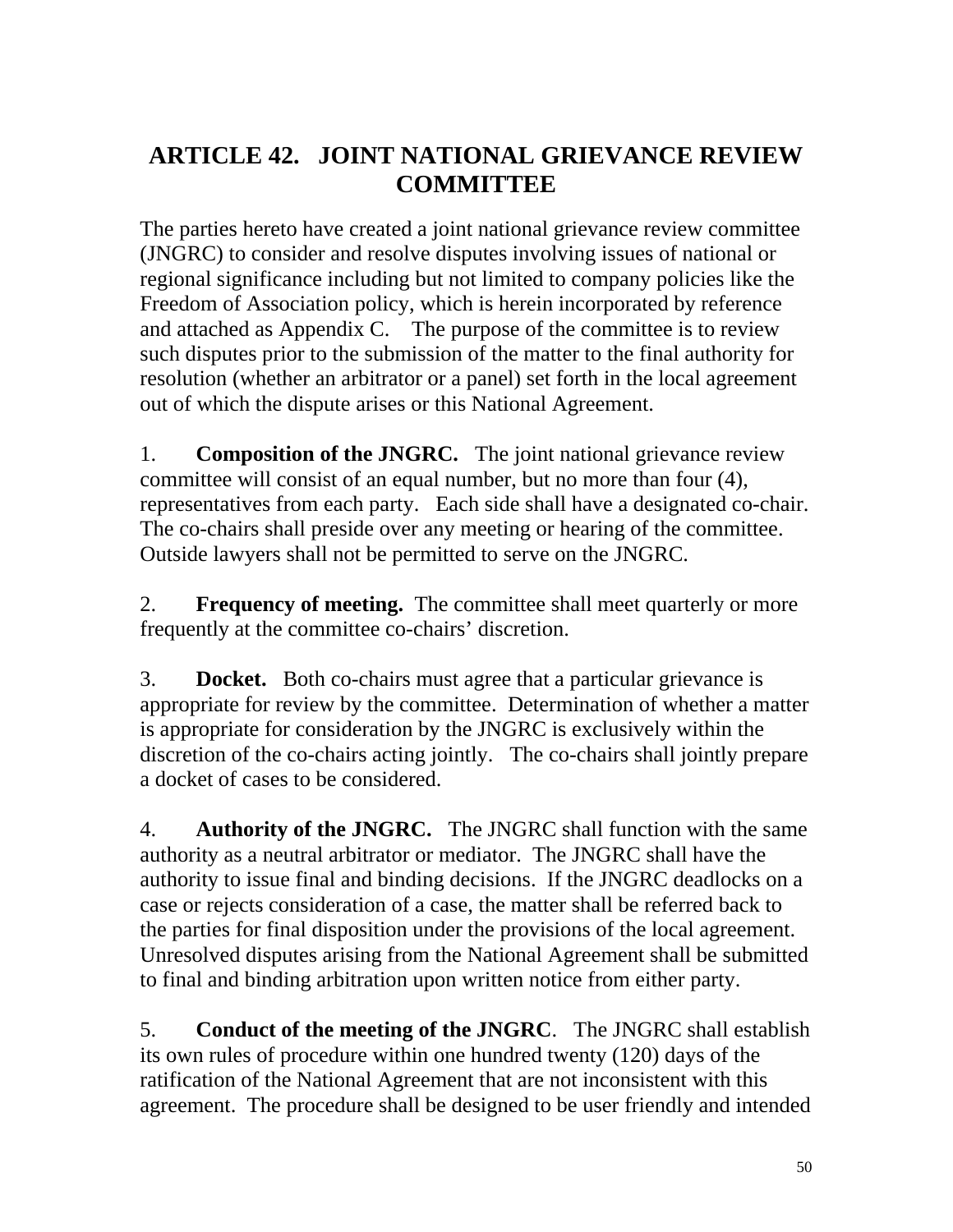# ARTICLE 42. JOINT NATIONAL GRIEVANCE REVIEW COMMITTEE

The parties hereto have created a joint national grievance review committee (JNGRC) to consider and resolve disputes involving issues of national or regional significance including but not limited to company policies like the Freedom of Association policy, which is herein incorporated by reference and attached as Appendix C. The purpose of the committee is to review such disputes prior to the submission of the matter to the final authority for resolution (whether an arbitrator or a panel) set forth in the local agreement out of which the dispute arises or this National Agreement.

1. **Composition of the JNGRC.** The joint national grievance review committee will consist of an equal number, but no more than four (4), representatives from each party. Each side shall have a designated co-chair. The co-chairs shall preside over any meeting or hearing of the committee. Outside lawyers shall not be permitted to serve on the JNGRC.

2. **Frequency of meeting.** The committee shall meet quarterly or more frequently at the committee co-chairs' discretion.

3. **Docket.** Both co-chairs must agree that a particular grievance is appropriate for review by the committee. Determination of whether a matter is appropriate for consideration by the JNGRC is exclusively within the discretion of the co-chairs acting jointly. The co-chairs shall jointly prepare a docket of cases to be considered.

4. **Authority of the JNGRC.** The JNGRC shall function with the same authority as a neutral arbitrator or mediator. The JNGRC shall have the authority to issue final and binding decisions. If the JNGRC deadlocks on a case or rejects consideration of a case, the matter shall be referred back to the parties for final disposition under the provisions of the local agreement. Unresolved disputes arising from the National Agreement shall be submitted to final and binding arbitration upon written notice from either party.

5. **Conduct of the meeting of the JNGRC**. The JNGRC shall establish its own rules of procedure within one hundred twenty (120) days of the ratification of the National Agreement that are not inconsistent with this agreement. The procedure shall be designed to be user friendly and intended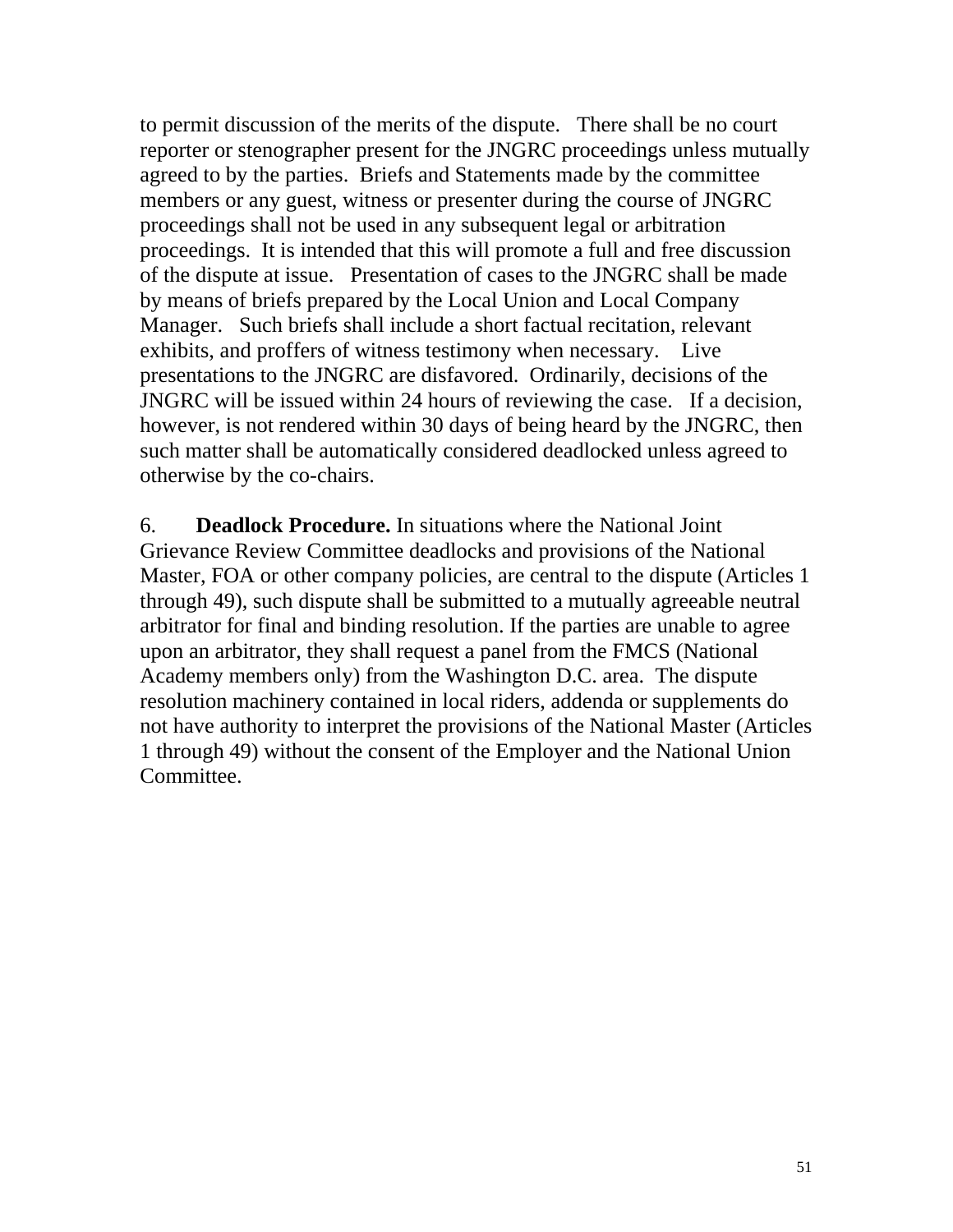to permit discussion of the merits of the dispute. There shall be no court reporter or stenographer present for the JNGRC proceedings unless mutually agreed to by the parties. Briefs and Statements made by the committee members or any guest, witness or presenter during the course of JNGRC proceedings shall not be used in any subsequent legal or arbitration proceedings. It is intended that this will promote a full and free discussion of the dispute at issue. Presentation of cases to the JNGRC shall be made by means of briefs prepared by the Local Union and Local Company Manager. Such briefs shall include a short factual recitation, relevant exhibits, and proffers of witness testimony when necessary. Live presentations to the JNGRC are disfavored. Ordinarily, decisions of the JNGRC will be issued within 24 hours of reviewing the case. If a decision, however, is not rendered within 30 days of being heard by the JNGRC, then such matter shall be automatically considered deadlocked unless agreed to otherwise by the co-chairs.

6. **Deadlock Procedure.** In situations where the National Joint Grievance Review Committee deadlocks and provisions of the National Master, FOA or other company policies, are central to the dispute (Articles 1 through 49), such dispute shall be submitted to a mutually agreeable neutral arbitrator for final and binding resolution. If the parties are unable to agree upon an arbitrator, they shall request a panel from the FMCS (National Academy members only) from the Washington D.C. area. The dispute resolution machinery contained in local riders, addenda or supplements do not have authority to interpret the provisions of the National Master (Articles 1 through 49) without the consent of the Employer and the National Union Committee.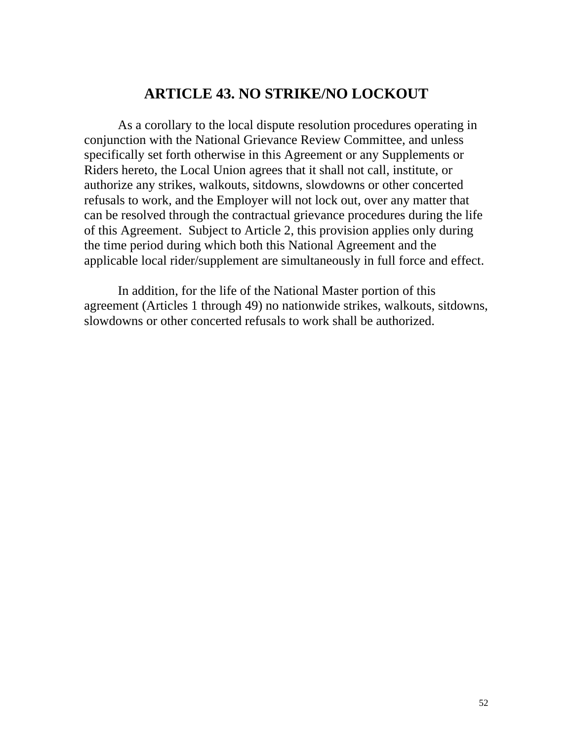## ARTICLE 43. NO STRIKE/NO LOCKOUT

As a corollary to the local dispute resolution procedures operating in conjunction with the National Grievance Review Committee, and unless specifically set forth otherwise in this Agreement or any Supplements or Riders hereto, the Local Union agrees that it shall not call, institute, or authorize any strikes, walkouts, sitdowns, slowdowns or other concerted refusals to work, and the Employer will not lock out, over any matter that can be resolved through the contractual grievance procedures during the life of this Agreement. Subject to Article 2, this provision applies only during the time period during which both this National Agreement and the applicable local rider/supplement are simultaneously in full force and effect.

In addition, for the life of the National Master portion of this agreement (Articles 1 through 49) no nationwide strikes, walkouts, sitdowns, slowdowns or other concerted refusals to work shall be authorized.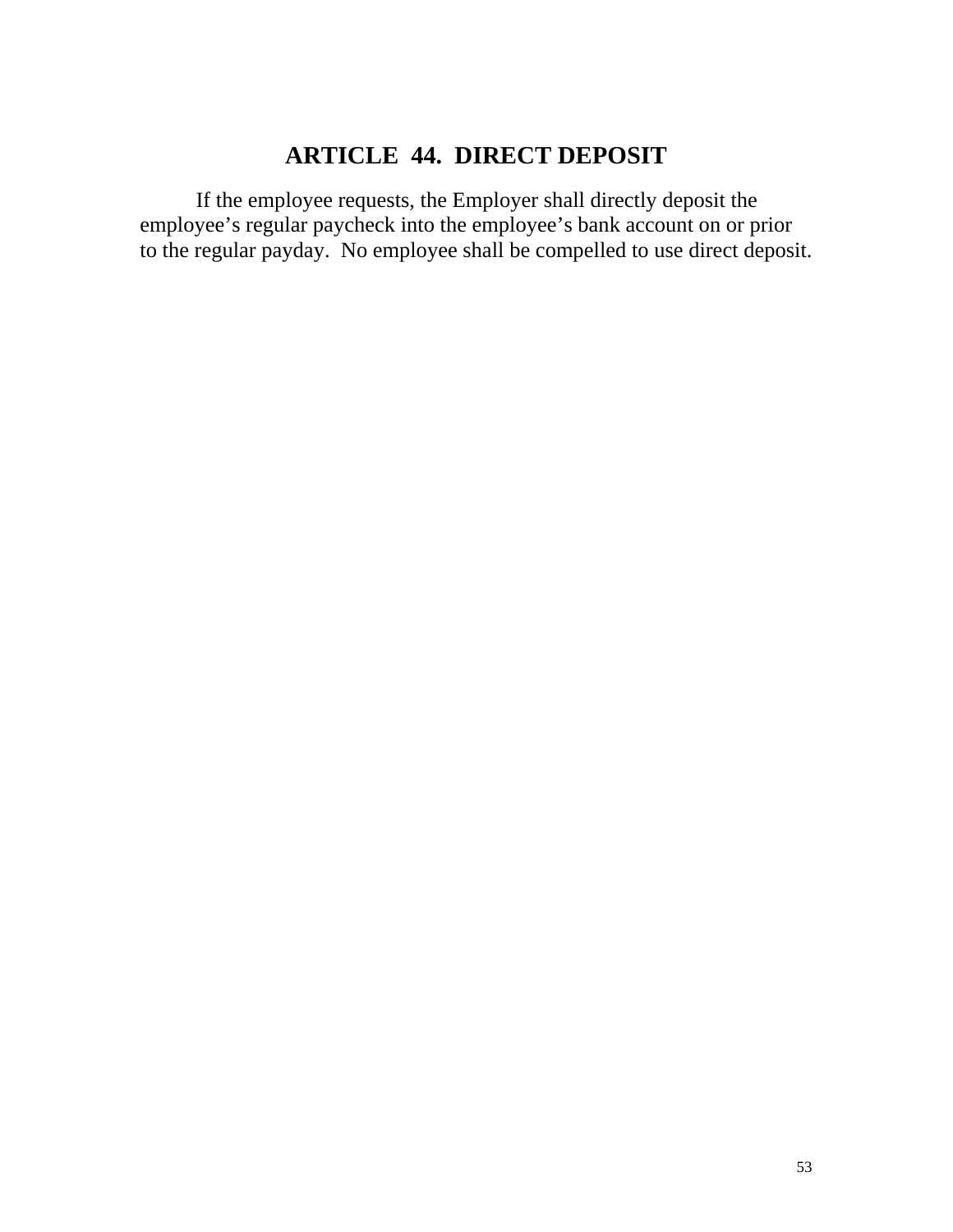# ARTICLE 44. DIRECT DEPOSIT

If the employee requests, the Employer shall directly deposit the employee's regular paycheck into the employee's bank account on or prior to the regular payday. No employee shall be compelled to use direct deposit.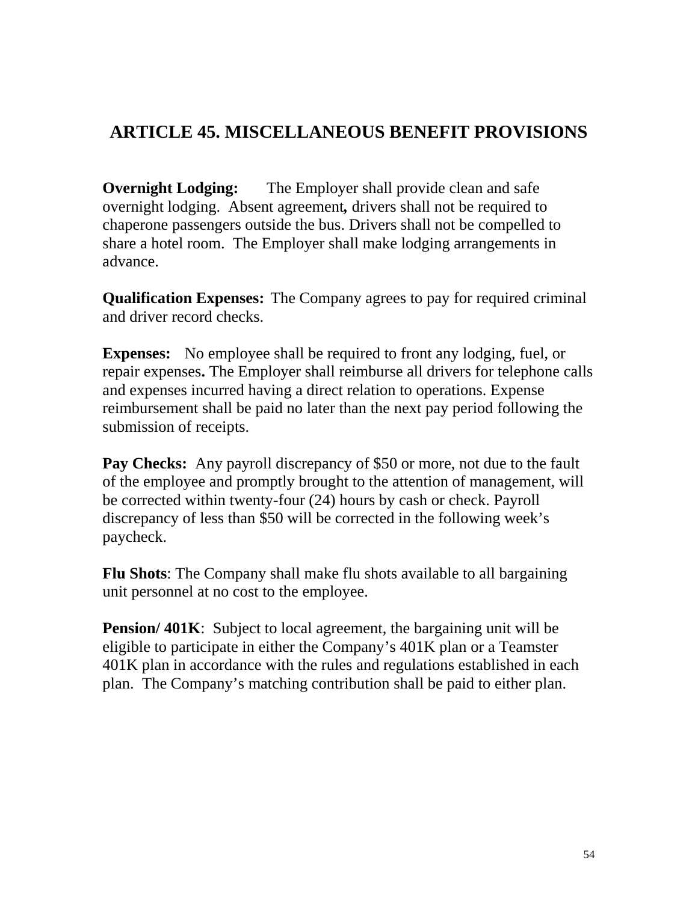# ARTICLE 45. MISCELLANEOUS BENEFIT PROVISIONS

**Overnight Lodging:** The Employer shall provide clean and safe overnight lodging. Absent agreement**,** drivers shall not be required to chaperone passengers outside the bus. Drivers shall not be compelled to share a hotel room. The Employer shall make lodging arrangements in advance.

**Qualification Expenses:** The Company agrees to pay for required criminal and driver record checks.

**Expenses:** No employee shall be required to front any lodging, fuel, or repair expenses**.** The Employer shall reimburse all drivers for telephone calls and expenses incurred having a direct relation to operations. Expense reimbursement shall be paid no later than the next pay period following the submission of receipts.

**Pay Checks:** Any payroll discrepancy of $50 or more, not due to the fault of the employee and promptly brought to the attention of management, will be corrected within twenty-four (24) hours by cash or check. Payroll discrepancy of less than $50 will be corrected in the following week's paycheck.

**Flu Shots**: The Company shall make flu shots available to all bargaining unit personnel at no cost to the employee.

**Pension/ 401K**: Subject to local agreement, the bargaining unit will be eligible to participate in either the Company's 401K plan or a Teamster 401K plan in accordance with the rules and regulations established in each plan. The Company's matching contribution shall be paid to either plan.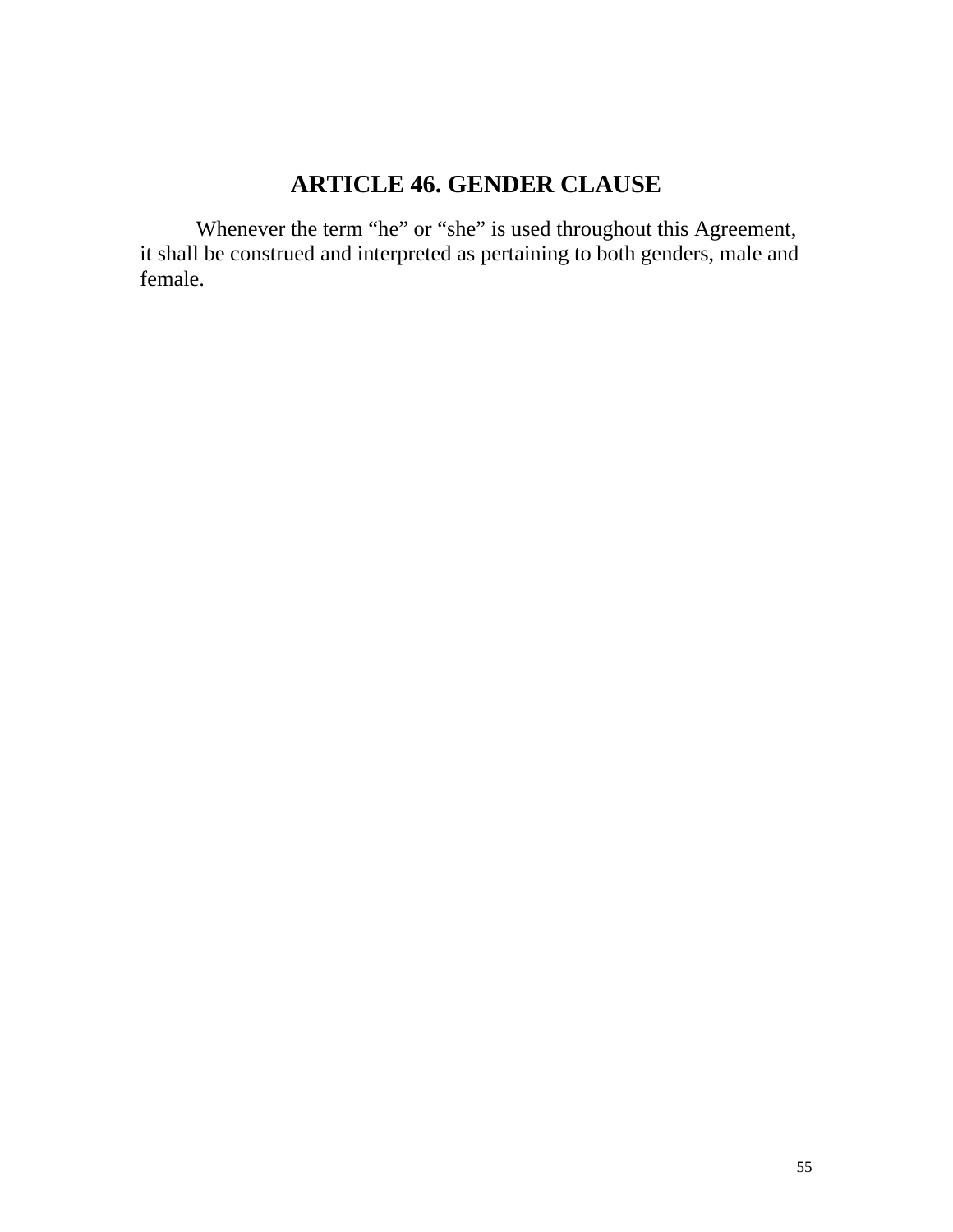## ARTICLE 46. GENDER CLAUSE

Whenever the term “he” or “she” is used throughout this Agreement, it shall be construed and interpreted as pertaining to both genders, male and female.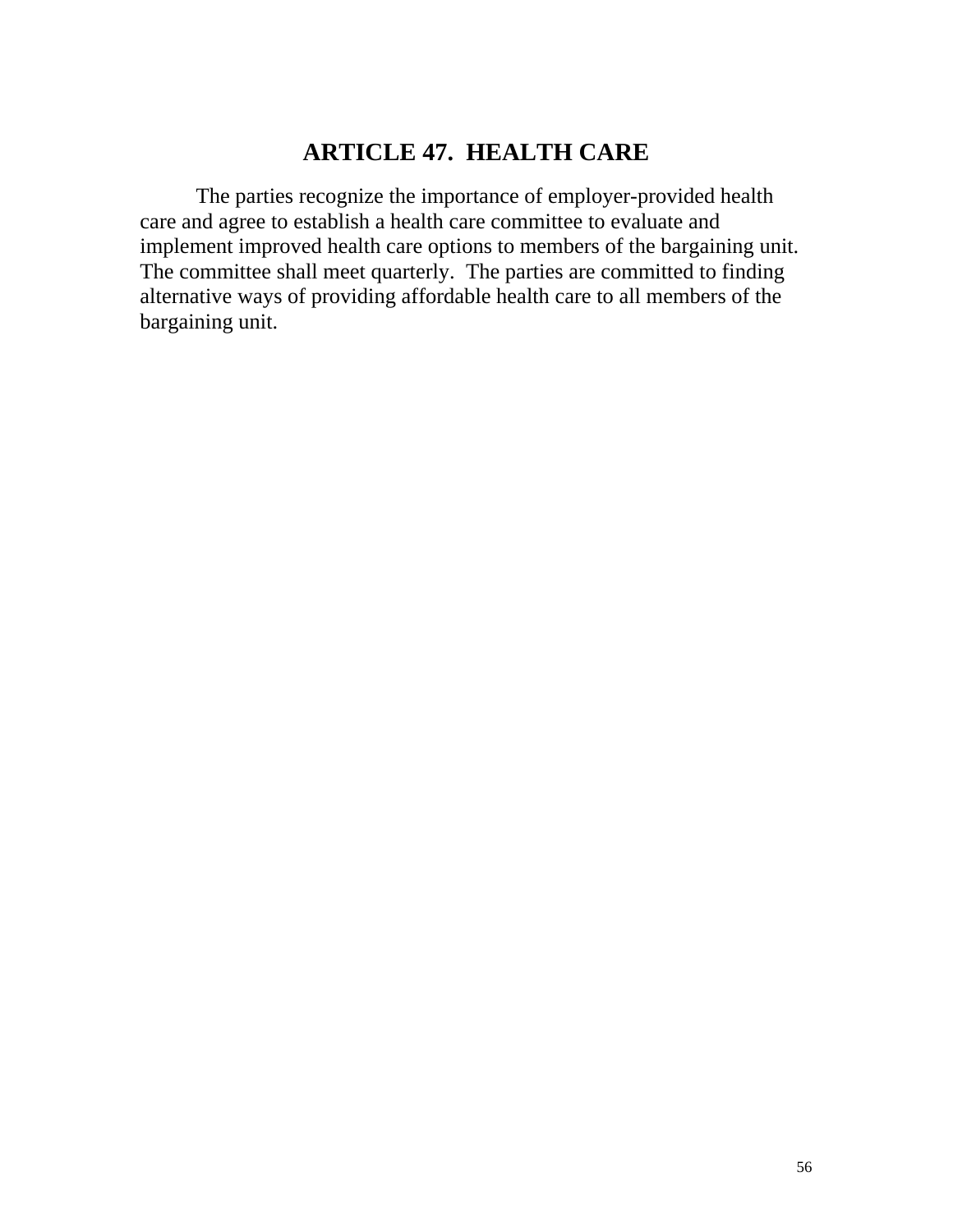# ARTICLE 47. HEALTH CARE

The parties recognize the importance of employer-provided health care and agree to establish a health care committee to evaluate and implement improved health care options to members of the bargaining unit. The committee shall meet quarterly. The parties are committed to finding alternative ways of providing affordable health care to all members of the bargaining unit.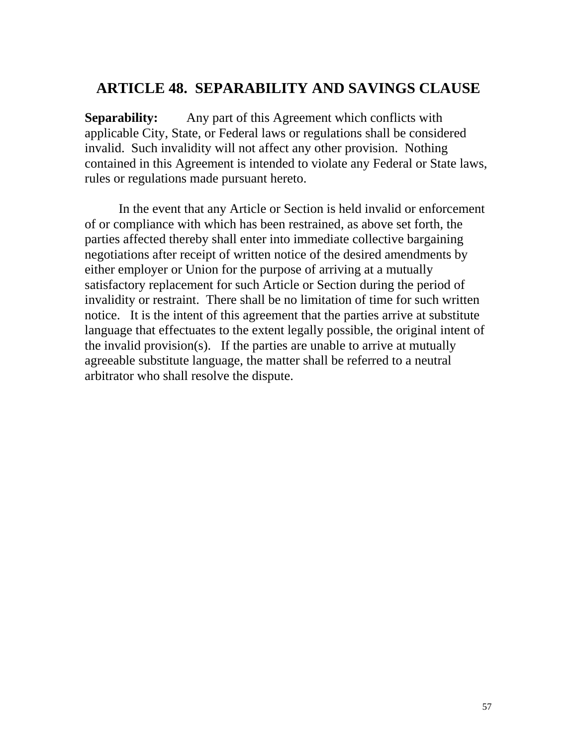## ARTICLE 48. SEPARABILITY AND SAVINGS CLAUSE

**Separability:** Any part of this Agreement which conflicts with applicable City, State, or Federal laws or regulations shall be considered invalid. Such invalidity will not affect any other provision. Nothing contained in this Agreement is intended to violate any Federal or State laws, rules or regulations made pursuant hereto.

In the event that any Article or Section is held invalid or enforcement of or compliance with which has been restrained, as above set forth, the parties affected thereby shall enter into immediate collective bargaining negotiations after receipt of written notice of the desired amendments by either employer or Union for the purpose of arriving at a mutually satisfactory replacement for such Article or Section during the period of invalidity or restraint. There shall be no limitation of time for such written notice. It is the intent of this agreement that the parties arrive at substitute language that effectuates to the extent legally possible, the original intent of the invalid provision(s). If the parties are unable to arrive at mutually agreeable substitute language, the matter shall be referred to a neutral arbitrator who shall resolve the dispute.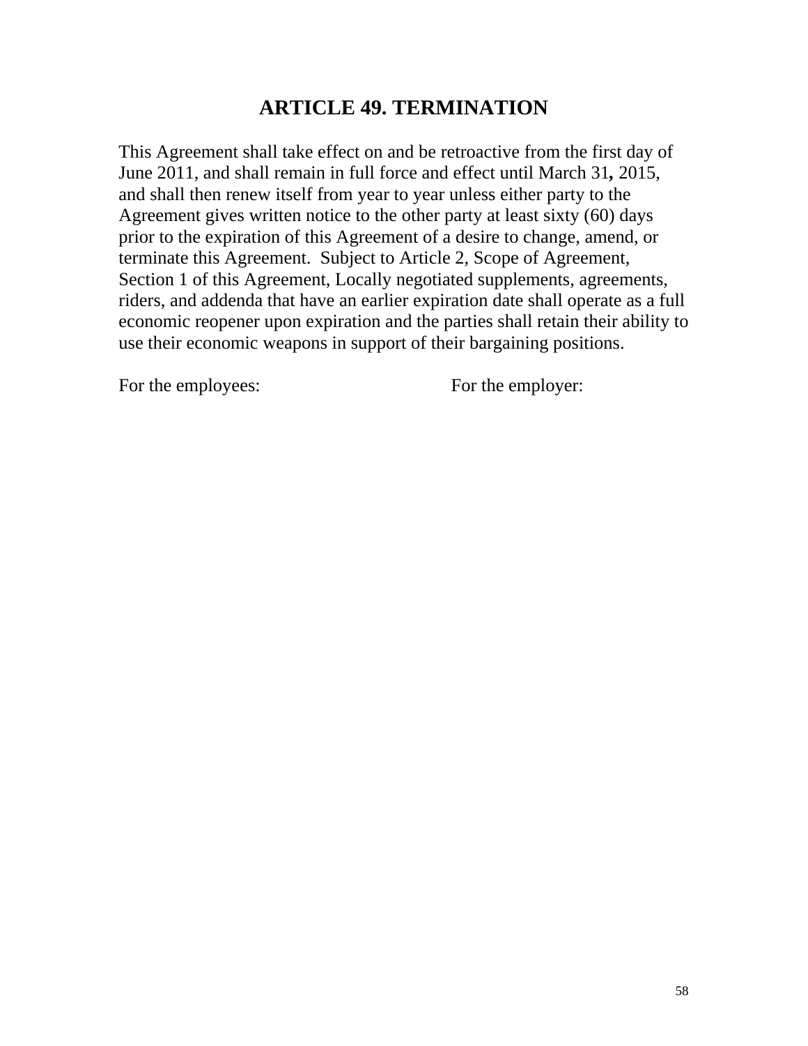# ARTICLE 49. TERMINATION

This Agreement shall take effect on and be retroactive from the first day of June 2011, and shall remain in full force and effect until March 31**,** 2015, and shall then renew itself from year to year unless either party to the Agreement gives written notice to the other party at least sixty (60) days prior to the expiration of this Agreement of a desire to change, amend, or terminate this Agreement. Subject to Article 2, Scope of Agreement, Section 1 of this Agreement, Locally negotiated supplements, agreements, riders, and addenda that have an earlier expiration date shall operate as a full economic reopener upon expiration and the parties shall retain their ability to use their economic weapons in support of their bargaining positions.

For the employees: For the employer: